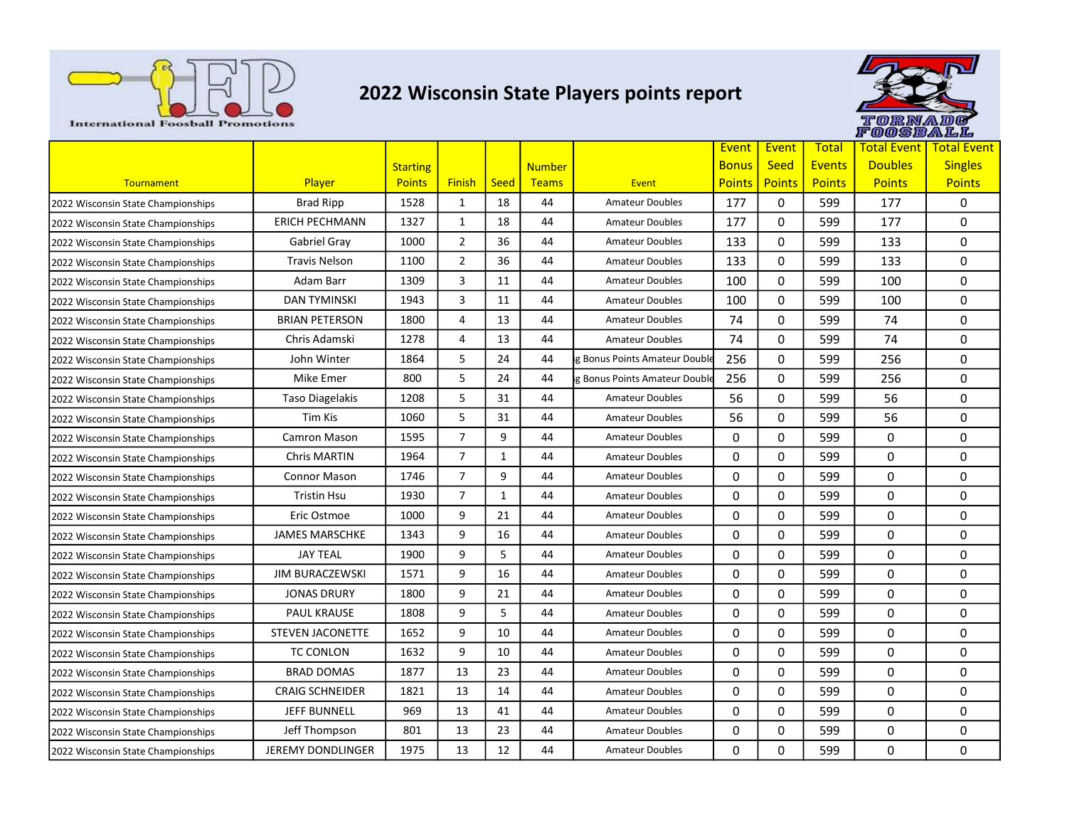# 2022 Wisconsin State Players points report

| Tournament | Player | Starting Points | Finish | Seed | Number Teams | Event | Event Bonus Points | Event Seed Points | Total Events Points | Total Event Doubles Points | Total Event Singles Points |
|---|---|---|---|---|---|---|---|---|---|---|---|
| 2022 Wisconsin State Championships | Brad Ripp | 1528 | 1 | 18 | 44 | Amateur Doubles | 177 | 0 | 599 | 177 | 0 |
| 2022 Wisconsin State Championships | ERICH PECHMANN | 1327 | 1 | 18 | 44 | Amateur Doubles | 177 | 0 | 599 | 177 | 0 |
| 2022 Wisconsin State Championships | Gabriel Gray | 1000 | 2 | 36 | 44 | Amateur Doubles | 133 | 0 | 599 | 133 | 0 |
| 2022 Wisconsin State Championships | Travis Nelson | 1100 | 2 | 36 | 44 | Amateur Doubles | 133 | 0 | 599 | 133 | 0 |
| 2022 Wisconsin State Championships | Adam Barr | 1309 | 3 | 11 | 44 | Amateur Doubles | 100 | 0 | 599 | 100 | 0 |
| 2022 Wisconsin State Championships | DAN TYMINSKI | 1943 | 3 | 11 | 44 | Amateur Doubles | 100 | 0 | 599 | 100 | 0 |
| 2022 Wisconsin State Championships | BRIAN PETERSON | 1800 | 4 | 13 | 44 | Amateur Doubles | 74 | 0 | 599 | 74 | 0 |
| 2022 Wisconsin State Championships | Chris Adamski | 1278 | 4 | 13 | 44 | Amateur Doubles | 74 | 0 | 599 | 74 | 0 |
| 2022 Wisconsin State Championships | John Winter | 1864 | 5 | 24 | 44 | g Bonus Points Amateur Double | 256 | 0 | 599 | 256 | 0 |
| 2022 Wisconsin State Championships | Mike Emer | 800 | 5 | 24 | 44 | g Bonus Points Amateur Double | 256 | 0 | 599 | 256 | 0 |
| 2022 Wisconsin State Championships | Taso Diagelakis | 1208 | 5 | 31 | 44 | Amateur Doubles | 56 | 0 | 599 | 56 | 0 |
| 2022 Wisconsin State Championships | Tim Kis | 1060 | 5 | 31 | 44 | Amateur Doubles | 56 | 0 | 599 | 56 | 0 |
| 2022 Wisconsin State Championships | Camron Mason | 1595 | 7 | 9 | 44 | Amateur Doubles | 0 | 0 | 599 | 0 | 0 |
| 2022 Wisconsin State Championships | Chris MARTIN | 1964 | 7 | 1 | 44 | Amateur Doubles | 0 | 0 | 599 | 0 | 0 |
| 2022 Wisconsin State Championships | Connor Mason | 1746 | 7 | 9 | 44 | Amateur Doubles | 0 | 0 | 599 | 0 | 0 |
| 2022 Wisconsin State Championships | Tristin Hsu | 1930 | 7 | 1 | 44 | Amateur Doubles | 0 | 0 | 599 | 0 | 0 |
| 2022 Wisconsin State Championships | Eric Ostmoe | 1000 | 9 | 21 | 44 | Amateur Doubles | 0 | 0 | 599 | 0 | 0 |
| 2022 Wisconsin State Championships | JAMES MARSCHKE | 1343 | 9 | 16 | 44 | Amateur Doubles | 0 | 0 | 599 | 0 | 0 |
| 2022 Wisconsin State Championships | JAY TEAL | 1900 | 9 | 5 | 44 | Amateur Doubles | 0 | 0 | 599 | 0 | 0 |
| 2022 Wisconsin State Championships | JIM BURACZEWSKI | 1571 | 9 | 16 | 44 | Amateur Doubles | 0 | 0 | 599 | 0 | 0 |
| 2022 Wisconsin State Championships | JONAS DRURY | 1800 | 9 | 21 | 44 | Amateur Doubles | 0 | 0 | 599 | 0 | 0 |
| 2022 Wisconsin State Championships | PAUL KRAUSE | 1808 | 9 | 5 | 44 | Amateur Doubles | 0 | 0 | 599 | 0 | 0 |
| 2022 Wisconsin State Championships | STEVEN JACONETTE | 1652 | 9 | 10 | 44 | Amateur Doubles | 0 | 0 | 599 | 0 | 0 |
| 2022 Wisconsin State Championships | TC CONLON | 1632 | 9 | 10 | 44 | Amateur Doubles | 0 | 0 | 599 | 0 | 0 |
| 2022 Wisconsin State Championships | BRAD DOMAS | 1877 | 13 | 23 | 44 | Amateur Doubles | 0 | 0 | 599 | 0 | 0 |
| 2022 Wisconsin State Championships | CRAIG SCHNEIDER | 1821 | 13 | 14 | 44 | Amateur Doubles | 0 | 0 | 599 | 0 | 0 |
| 2022 Wisconsin State Championships | JEFF BUNNELL | 969 | 13 | 41 | 44 | Amateur Doubles | 0 | 0 | 599 | 0 | 0 |
| 2022 Wisconsin State Championships | Jeff Thompson | 801 | 13 | 23 | 44 | Amateur Doubles | 0 | 0 | 599 | 0 | 0 |
| 2022 Wisconsin State Championships | JEREMY DONDLINGER | 1975 | 13 | 12 | 44 | Amateur Doubles | 0 | 0 | 599 | 0 | 0 |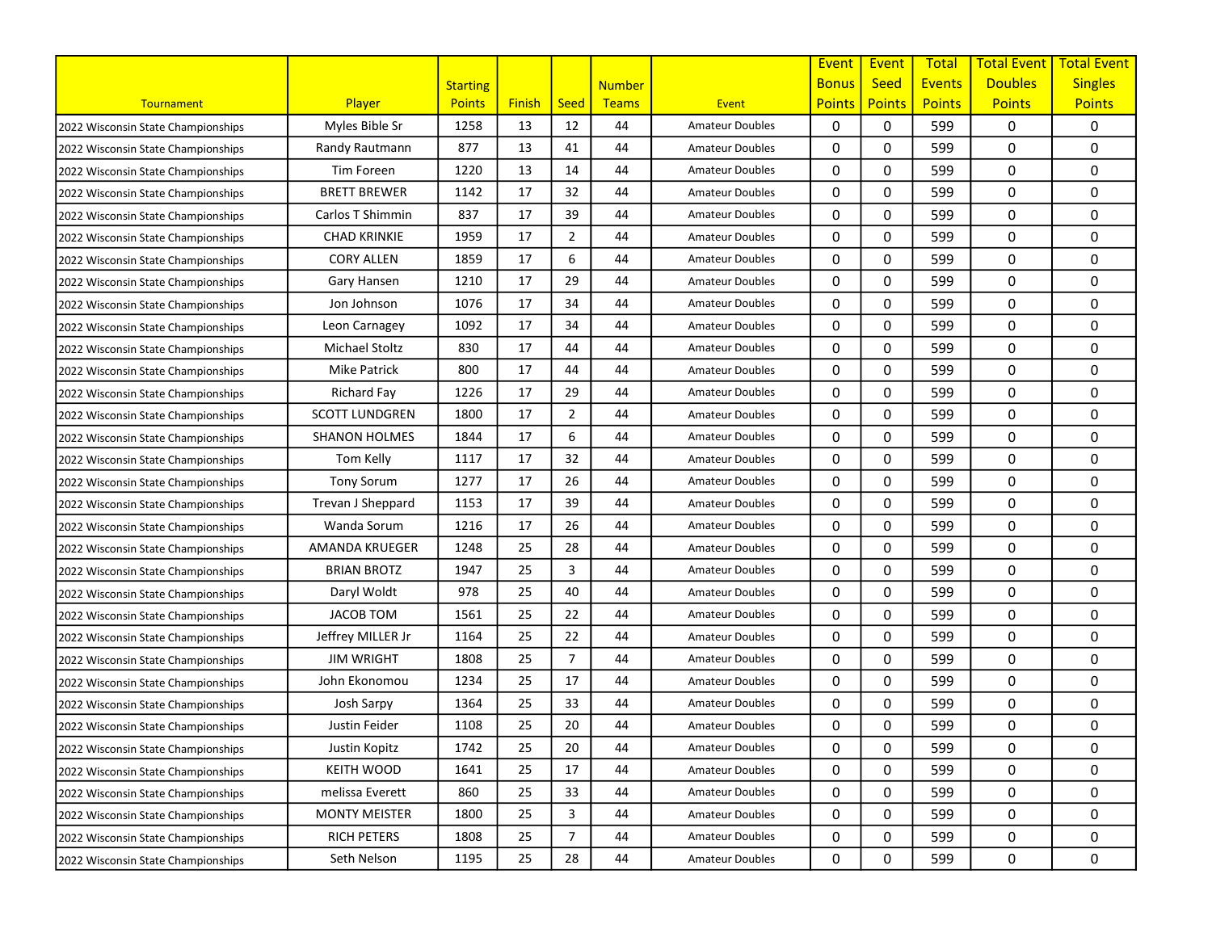| Tournament | Player | Starting Points | Finish | Seed | Number Teams | Event | Event Bonus Points | Event Seed Points | Total Events Points | Total Event Doubles Points | Total Event Singles Points |
|---|---|---|---|---|---|---|---|---|---|---|---|
| 2022 Wisconsin State Championships | Myles Bible Sr | 1258 | 13 | 12 | 44 | Amateur Doubles | 0 | 0 | 599 | 0 | 0 |
| 2022 Wisconsin State Championships | Randy Rautmann | 877 | 13 | 41 | 44 | Amateur Doubles | 0 | 0 | 599 | 0 | 0 |
| 2022 Wisconsin State Championships | Tim Foreen | 1220 | 13 | 14 | 44 | Amateur Doubles | 0 | 0 | 599 | 0 | 0 |
| 2022 Wisconsin State Championships | BRETT BREWER | 1142 | 17 | 32 | 44 | Amateur Doubles | 0 | 0 | 599 | 0 | 0 |
| 2022 Wisconsin State Championships | Carlos T Shimmin | 837 | 17 | 39 | 44 | Amateur Doubles | 0 | 0 | 599 | 0 | 0 |
| 2022 Wisconsin State Championships | CHAD KRINKIE | 1959 | 17 | 2 | 44 | Amateur Doubles | 0 | 0 | 599 | 0 | 0 |
| 2022 Wisconsin State Championships | CORY ALLEN | 1859 | 17 | 6 | 44 | Amateur Doubles | 0 | 0 | 599 | 0 | 0 |
| 2022 Wisconsin State Championships | Gary Hansen | 1210 | 17 | 29 | 44 | Amateur Doubles | 0 | 0 | 599 | 0 | 0 |
| 2022 Wisconsin State Championships | Jon Johnson | 1076 | 17 | 34 | 44 | Amateur Doubles | 0 | 0 | 599 | 0 | 0 |
| 2022 Wisconsin State Championships | Leon Carnagey | 1092 | 17 | 34 | 44 | Amateur Doubles | 0 | 0 | 599 | 0 | 0 |
| 2022 Wisconsin State Championships | Michael Stoltz | 830 | 17 | 44 | 44 | Amateur Doubles | 0 | 0 | 599 | 0 | 0 |
| 2022 Wisconsin State Championships | Mike Patrick | 800 | 17 | 44 | 44 | Amateur Doubles | 0 | 0 | 599 | 0 | 0 |
| 2022 Wisconsin State Championships | Richard Fay | 1226 | 17 | 29 | 44 | Amateur Doubles | 0 | 0 | 599 | 0 | 0 |
| 2022 Wisconsin State Championships | SCOTT LUNDGREN | 1800 | 17 | 2 | 44 | Amateur Doubles | 0 | 0 | 599 | 0 | 0 |
| 2022 Wisconsin State Championships | SHANON HOLMES | 1844 | 17 | 6 | 44 | Amateur Doubles | 0 | 0 | 599 | 0 | 0 |
| 2022 Wisconsin State Championships | Tom Kelly | 1117 | 17 | 32 | 44 | Amateur Doubles | 0 | 0 | 599 | 0 | 0 |
| 2022 Wisconsin State Championships | Tony Sorum | 1277 | 17 | 26 | 44 | Amateur Doubles | 0 | 0 | 599 | 0 | 0 |
| 2022 Wisconsin State Championships | Trevan J Sheppard | 1153 | 17 | 39 | 44 | Amateur Doubles | 0 | 0 | 599 | 0 | 0 |
| 2022 Wisconsin State Championships | Wanda Sorum | 1216 | 17 | 26 | 44 | Amateur Doubles | 0 | 0 | 599 | 0 | 0 |
| 2022 Wisconsin State Championships | AMANDA KRUEGER | 1248 | 25 | 28 | 44 | Amateur Doubles | 0 | 0 | 599 | 0 | 0 |
| 2022 Wisconsin State Championships | BRIAN BROTZ | 1947 | 25 | 3 | 44 | Amateur Doubles | 0 | 0 | 599 | 0 | 0 |
| 2022 Wisconsin State Championships | Daryl Woldt | 978 | 25 | 40 | 44 | Amateur Doubles | 0 | 0 | 599 | 0 | 0 |
| 2022 Wisconsin State Championships | JACOB TOM | 1561 | 25 | 22 | 44 | Amateur Doubles | 0 | 0 | 599 | 0 | 0 |
| 2022 Wisconsin State Championships | Jeffrey MILLER Jr | 1164 | 25 | 22 | 44 | Amateur Doubles | 0 | 0 | 599 | 0 | 0 |
| 2022 Wisconsin State Championships | JIM WRIGHT | 1808 | 25 | 7 | 44 | Amateur Doubles | 0 | 0 | 599 | 0 | 0 |
| 2022 Wisconsin State Championships | John Ekonomou | 1234 | 25 | 17 | 44 | Amateur Doubles | 0 | 0 | 599 | 0 | 0 |
| 2022 Wisconsin State Championships | Josh Sarpy | 1364 | 25 | 33 | 44 | Amateur Doubles | 0 | 0 | 599 | 0 | 0 |
| 2022 Wisconsin State Championships | Justin Feider | 1108 | 25 | 20 | 44 | Amateur Doubles | 0 | 0 | 599 | 0 | 0 |
| 2022 Wisconsin State Championships | Justin Kopitz | 1742 | 25 | 20 | 44 | Amateur Doubles | 0 | 0 | 599 | 0 | 0 |
| 2022 Wisconsin State Championships | KEITH WOOD | 1641 | 25 | 17 | 44 | Amateur Doubles | 0 | 0 | 599 | 0 | 0 |
| 2022 Wisconsin State Championships | melissa Everett | 860 | 25 | 33 | 44 | Amateur Doubles | 0 | 0 | 599 | 0 | 0 |
| 2022 Wisconsin State Championships | MONTY MEISTER | 1800 | 25 | 3 | 44 | Amateur Doubles | 0 | 0 | 599 | 0 | 0 |
| 2022 Wisconsin State Championships | RICH PETERS | 1808 | 25 | 7 | 44 | Amateur Doubles | 0 | 0 | 599 | 0 | 0 |
| 2022 Wisconsin State Championships | Seth Nelson | 1195 | 25 | 28 | 44 | Amateur Doubles | 0 | 0 | 599 | 0 | 0 |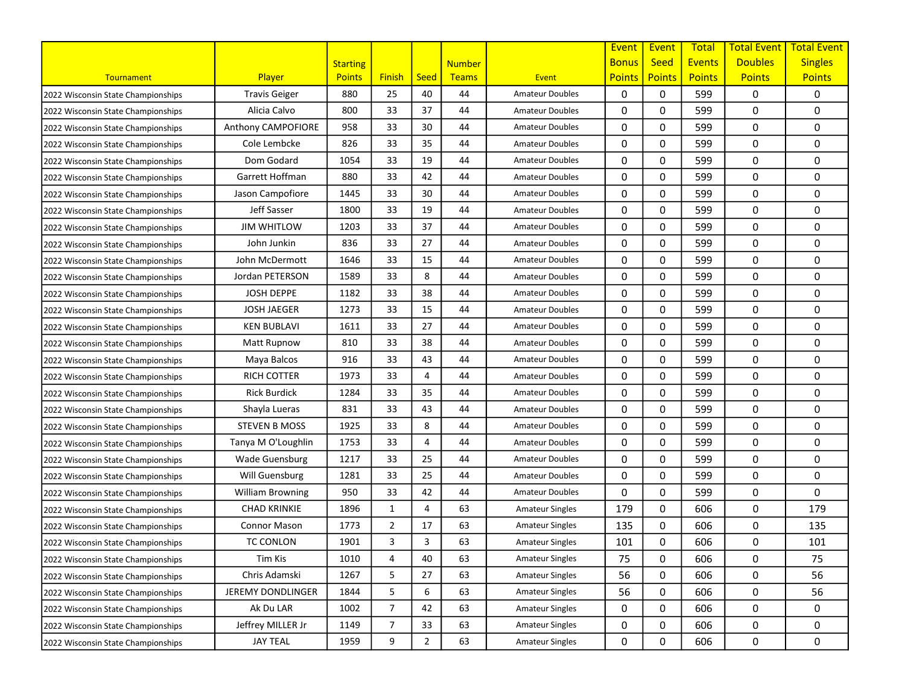| Tournament | Player | Starting Points | Finish | Seed | Number Teams | Event | Event Bonus Points | Event Seed Points | Total Events Points | Total Event Doubles Points | Total Event Singles Points |
|---|---|---|---|---|---|---|---|---|---|---|---|
| 2022 Wisconsin State Championships | Travis Geiger | 880 | 25 | 40 | 44 | Amateur Doubles | 0 | 0 | 599 | 0 | 0 |
| 2022 Wisconsin State Championships | Alicia Calvo | 800 | 33 | 37 | 44 | Amateur Doubles | 0 | 0 | 599 | 0 | 0 |
| 2022 Wisconsin State Championships | Anthony CAMPOFIORE | 958 | 33 | 30 | 44 | Amateur Doubles | 0 | 0 | 599 | 0 | 0 |
| 2022 Wisconsin State Championships | Cole Lembcke | 826 | 33 | 35 | 44 | Amateur Doubles | 0 | 0 | 599 | 0 | 0 |
| 2022 Wisconsin State Championships | Dom Godard | 1054 | 33 | 19 | 44 | Amateur Doubles | 0 | 0 | 599 | 0 | 0 |
| 2022 Wisconsin State Championships | Garrett Hoffman | 880 | 33 | 42 | 44 | Amateur Doubles | 0 | 0 | 599 | 0 | 0 |
| 2022 Wisconsin State Championships | Jason Campofiore | 1445 | 33 | 30 | 44 | Amateur Doubles | 0 | 0 | 599 | 0 | 0 |
| 2022 Wisconsin State Championships | Jeff Sasser | 1800 | 33 | 19 | 44 | Amateur Doubles | 0 | 0 | 599 | 0 | 0 |
| 2022 Wisconsin State Championships | JIM WHITLOW | 1203 | 33 | 37 | 44 | Amateur Doubles | 0 | 0 | 599 | 0 | 0 |
| 2022 Wisconsin State Championships | John Junkin | 836 | 33 | 27 | 44 | Amateur Doubles | 0 | 0 | 599 | 0 | 0 |
| 2022 Wisconsin State Championships | John McDermott | 1646 | 33 | 15 | 44 | Amateur Doubles | 0 | 0 | 599 | 0 | 0 |
| 2022 Wisconsin State Championships | Jordan PETERSON | 1589 | 33 | 8 | 44 | Amateur Doubles | 0 | 0 | 599 | 0 | 0 |
| 2022 Wisconsin State Championships | JOSH DEPPE | 1182 | 33 | 38 | 44 | Amateur Doubles | 0 | 0 | 599 | 0 | 0 |
| 2022 Wisconsin State Championships | JOSH JAEGER | 1273 | 33 | 15 | 44 | Amateur Doubles | 0 | 0 | 599 | 0 | 0 |
| 2022 Wisconsin State Championships | KEN BUBLAVI | 1611 | 33 | 27 | 44 | Amateur Doubles | 0 | 0 | 599 | 0 | 0 |
| 2022 Wisconsin State Championships | Matt Rupnow | 810 | 33 | 38 | 44 | Amateur Doubles | 0 | 0 | 599 | 0 | 0 |
| 2022 Wisconsin State Championships | Maya Balcos | 916 | 33 | 43 | 44 | Amateur Doubles | 0 | 0 | 599 | 0 | 0 |
| 2022 Wisconsin State Championships | RICH COTTER | 1973 | 33 | 4 | 44 | Amateur Doubles | 0 | 0 | 599 | 0 | 0 |
| 2022 Wisconsin State Championships | Rick Burdick | 1284 | 33 | 35 | 44 | Amateur Doubles | 0 | 0 | 599 | 0 | 0 |
| 2022 Wisconsin State Championships | Shayla Lueras | 831 | 33 | 43 | 44 | Amateur Doubles | 0 | 0 | 599 | 0 | 0 |
| 2022 Wisconsin State Championships | STEVEN B MOSS | 1925 | 33 | 8 | 44 | Amateur Doubles | 0 | 0 | 599 | 0 | 0 |
| 2022 Wisconsin State Championships | Tanya M O'Loughlin | 1753 | 33 | 4 | 44 | Amateur Doubles | 0 | 0 | 599 | 0 | 0 |
| 2022 Wisconsin State Championships | Wade Guensburg | 1217 | 33 | 25 | 44 | Amateur Doubles | 0 | 0 | 599 | 0 | 0 |
| 2022 Wisconsin State Championships | Will Guensburg | 1281 | 33 | 25 | 44 | Amateur Doubles | 0 | 0 | 599 | 0 | 0 |
| 2022 Wisconsin State Championships | William Browning | 950 | 33 | 42 | 44 | Amateur Doubles | 0 | 0 | 599 | 0 | 0 |
| 2022 Wisconsin State Championships | CHAD KRINKIE | 1896 | 1 | 4 | 63 | Amateur Singles | 179 | 0 | 606 | 0 | 179 |
| 2022 Wisconsin State Championships | Connor Mason | 1773 | 2 | 17 | 63 | Amateur Singles | 135 | 0 | 606 | 0 | 135 |
| 2022 Wisconsin State Championships | TC CONLON | 1901 | 3 | 3 | 63 | Amateur Singles | 101 | 0 | 606 | 0 | 101 |
| 2022 Wisconsin State Championships | Tim Kis | 1010 | 4 | 40 | 63 | Amateur Singles | 75 | 0 | 606 | 0 | 75 |
| 2022 Wisconsin State Championships | Chris Adamski | 1267 | 5 | 27 | 63 | Amateur Singles | 56 | 0 | 606 | 0 | 56 |
| 2022 Wisconsin State Championships | JEREMY DONDLINGER | 1844 | 5 | 6 | 63 | Amateur Singles | 56 | 0 | 606 | 0 | 56 |
| 2022 Wisconsin State Championships | Ak Du LAR | 1002 | 7 | 42 | 63 | Amateur Singles | 0 | 0 | 606 | 0 | 0 |
| 2022 Wisconsin State Championships | Jeffrey MILLER Jr | 1149 | 7 | 33 | 63 | Amateur Singles | 0 | 0 | 606 | 0 | 0 |
| 2022 Wisconsin State Championships | JAY TEAL | 1959 | 9 | 2 | 63 | Amateur Singles | 0 | 0 | 606 | 0 | 0 |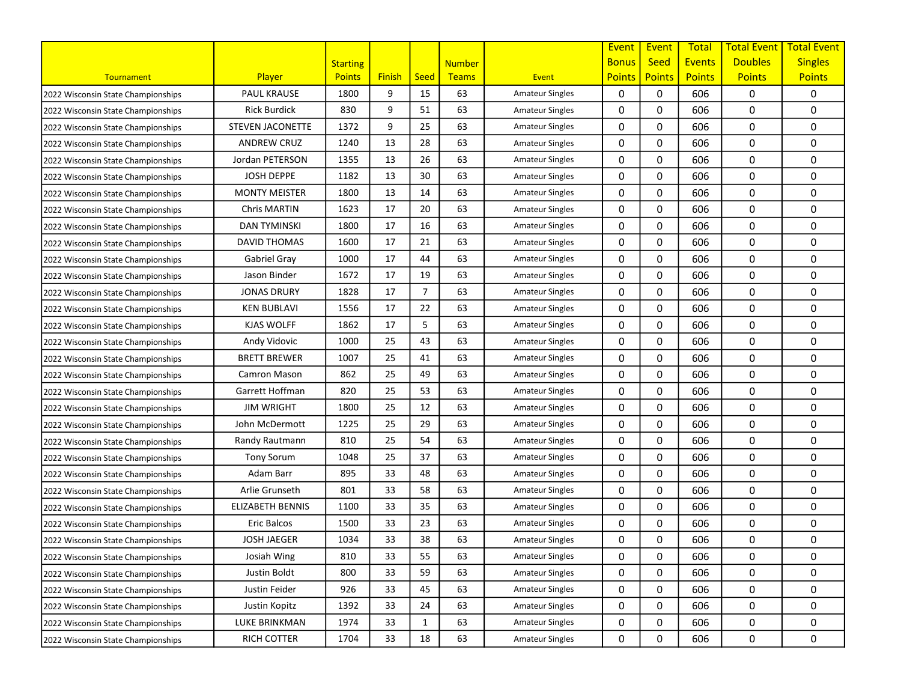| Tournament | Player | Starting Points | Finish | Seed | Number Teams | Event | Event Bonus Points | Event Seed Points | Total Events Points | Total Event Doubles Points | Total Event Singles Points |
|---|---|---|---|---|---|---|---|---|---|---|---|
| 2022 Wisconsin State Championships | PAUL KRAUSE | 1800 | 9 | 15 | 63 | Amateur Singles | 0 | 0 | 606 | 0 | 0 |
| 2022 Wisconsin State Championships | Rick Burdick | 830 | 9 | 51 | 63 | Amateur Singles | 0 | 0 | 606 | 0 | 0 |
| 2022 Wisconsin State Championships | STEVEN JACONETTE | 1372 | 9 | 25 | 63 | Amateur Singles | 0 | 0 | 606 | 0 | 0 |
| 2022 Wisconsin State Championships | ANDREW CRUZ | 1240 | 13 | 28 | 63 | Amateur Singles | 0 | 0 | 606 | 0 | 0 |
| 2022 Wisconsin State Championships | Jordan PETERSON | 1355 | 13 | 26 | 63 | Amateur Singles | 0 | 0 | 606 | 0 | 0 |
| 2022 Wisconsin State Championships | JOSH DEPPE | 1182 | 13 | 30 | 63 | Amateur Singles | 0 | 0 | 606 | 0 | 0 |
| 2022 Wisconsin State Championships | MONTY MEISTER | 1800 | 13 | 14 | 63 | Amateur Singles | 0 | 0 | 606 | 0 | 0 |
| 2022 Wisconsin State Championships | Chris MARTIN | 1623 | 17 | 20 | 63 | Amateur Singles | 0 | 0 | 606 | 0 | 0 |
| 2022 Wisconsin State Championships | DAN TYMINSKI | 1800 | 17 | 16 | 63 | Amateur Singles | 0 | 0 | 606 | 0 | 0 |
| 2022 Wisconsin State Championships | DAVID THOMAS | 1600 | 17 | 21 | 63 | Amateur Singles | 0 | 0 | 606 | 0 | 0 |
| 2022 Wisconsin State Championships | Gabriel Gray | 1000 | 17 | 44 | 63 | Amateur Singles | 0 | 0 | 606 | 0 | 0 |
| 2022 Wisconsin State Championships | Jason Binder | 1672 | 17 | 19 | 63 | Amateur Singles | 0 | 0 | 606 | 0 | 0 |
| 2022 Wisconsin State Championships | JONAS DRURY | 1828 | 17 | 7 | 63 | Amateur Singles | 0 | 0 | 606 | 0 | 0 |
| 2022 Wisconsin State Championships | KEN BUBLAVI | 1556 | 17 | 22 | 63 | Amateur Singles | 0 | 0 | 606 | 0 | 0 |
| 2022 Wisconsin State Championships | KJAS WOLFF | 1862 | 17 | 5 | 63 | Amateur Singles | 0 | 0 | 606 | 0 | 0 |
| 2022 Wisconsin State Championships | Andy Vidovic | 1000 | 25 | 43 | 63 | Amateur Singles | 0 | 0 | 606 | 0 | 0 |
| 2022 Wisconsin State Championships | BRETT BREWER | 1007 | 25 | 41 | 63 | Amateur Singles | 0 | 0 | 606 | 0 | 0 |
| 2022 Wisconsin State Championships | Camron Mason | 862 | 25 | 49 | 63 | Amateur Singles | 0 | 0 | 606 | 0 | 0 |
| 2022 Wisconsin State Championships | Garrett Hoffman | 820 | 25 | 53 | 63 | Amateur Singles | 0 | 0 | 606 | 0 | 0 |
| 2022 Wisconsin State Championships | JIM WRIGHT | 1800 | 25 | 12 | 63 | Amateur Singles | 0 | 0 | 606 | 0 | 0 |
| 2022 Wisconsin State Championships | John McDermott | 1225 | 25 | 29 | 63 | Amateur Singles | 0 | 0 | 606 | 0 | 0 |
| 2022 Wisconsin State Championships | Randy Rautmann | 810 | 25 | 54 | 63 | Amateur Singles | 0 | 0 | 606 | 0 | 0 |
| 2022 Wisconsin State Championships | Tony Sorum | 1048 | 25 | 37 | 63 | Amateur Singles | 0 | 0 | 606 | 0 | 0 |
| 2022 Wisconsin State Championships | Adam Barr | 895 | 33 | 48 | 63 | Amateur Singles | 0 | 0 | 606 | 0 | 0 |
| 2022 Wisconsin State Championships | Arlie Grunseth | 801 | 33 | 58 | 63 | Amateur Singles | 0 | 0 | 606 | 0 | 0 |
| 2022 Wisconsin State Championships | ELIZABETH BENNIS | 1100 | 33 | 35 | 63 | Amateur Singles | 0 | 0 | 606 | 0 | 0 |
| 2022 Wisconsin State Championships | Eric Balcos | 1500 | 33 | 23 | 63 | Amateur Singles | 0 | 0 | 606 | 0 | 0 |
| 2022 Wisconsin State Championships | JOSH JAEGER | 1034 | 33 | 38 | 63 | Amateur Singles | 0 | 0 | 606 | 0 | 0 |
| 2022 Wisconsin State Championships | Josiah Wing | 810 | 33 | 55 | 63 | Amateur Singles | 0 | 0 | 606 | 0 | 0 |
| 2022 Wisconsin State Championships | Justin Boldt | 800 | 33 | 59 | 63 | Amateur Singles | 0 | 0 | 606 | 0 | 0 |
| 2022 Wisconsin State Championships | Justin Feider | 926 | 33 | 45 | 63 | Amateur Singles | 0 | 0 | 606 | 0 | 0 |
| 2022 Wisconsin State Championships | Justin Kopitz | 1392 | 33 | 24 | 63 | Amateur Singles | 0 | 0 | 606 | 0 | 0 |
| 2022 Wisconsin State Championships | LUKE BRINKMAN | 1974 | 33 | 1 | 63 | Amateur Singles | 0 | 0 | 606 | 0 | 0 |
| 2022 Wisconsin State Championships | RICH COTTER | 1704 | 33 | 18 | 63 | Amateur Singles | 0 | 0 | 606 | 0 | 0 |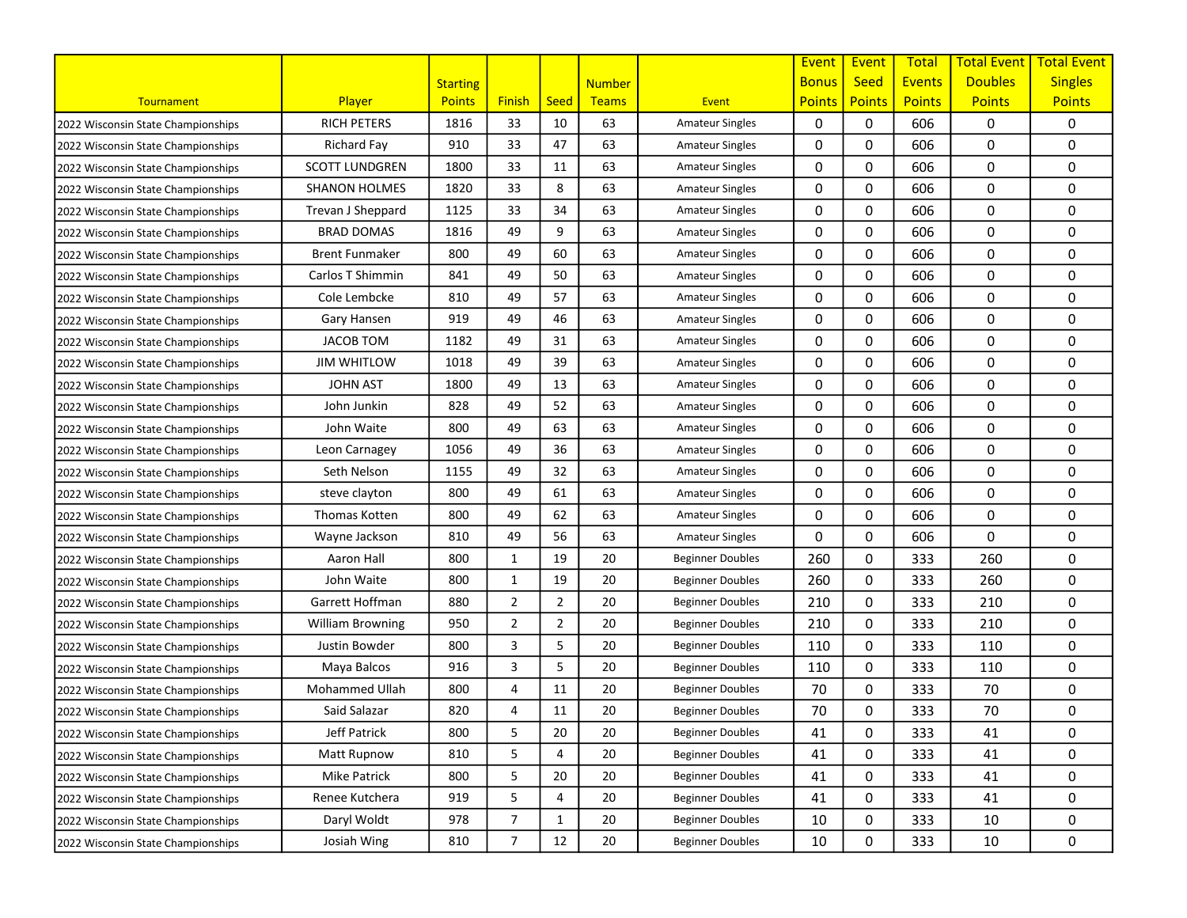| Tournament | Player | Starting Points | Finish | Seed | Number Teams | Event | Event Bonus Points | Event Seed Points | Total Events Points | Total Event Doubles Points | Total Event Singles Points |
|---|---|---|---|---|---|---|---|---|---|---|---|
| 2022 Wisconsin State Championships | RICH PETERS | 1816 | 33 | 10 | 63 | Amateur Singles | 0 | 0 | 606 | 0 | 0 |
| 2022 Wisconsin State Championships | Richard Fay | 910 | 33 | 47 | 63 | Amateur Singles | 0 | 0 | 606 | 0 | 0 |
| 2022 Wisconsin State Championships | SCOTT LUNDGREN | 1800 | 33 | 11 | 63 | Amateur Singles | 0 | 0 | 606 | 0 | 0 |
| 2022 Wisconsin State Championships | SHANON HOLMES | 1820 | 33 | 8 | 63 | Amateur Singles | 0 | 0 | 606 | 0 | 0 |
| 2022 Wisconsin State Championships | Trevan J Sheppard | 1125 | 33 | 34 | 63 | Amateur Singles | 0 | 0 | 606 | 0 | 0 |
| 2022 Wisconsin State Championships | BRAD DOMAS | 1816 | 49 | 9 | 63 | Amateur Singles | 0 | 0 | 606 | 0 | 0 |
| 2022 Wisconsin State Championships | Brent Funmaker | 800 | 49 | 60 | 63 | Amateur Singles | 0 | 0 | 606 | 0 | 0 |
| 2022 Wisconsin State Championships | Carlos T Shimmin | 841 | 49 | 50 | 63 | Amateur Singles | 0 | 0 | 606 | 0 | 0 |
| 2022 Wisconsin State Championships | Cole Lembcke | 810 | 49 | 57 | 63 | Amateur Singles | 0 | 0 | 606 | 0 | 0 |
| 2022 Wisconsin State Championships | Gary Hansen | 919 | 49 | 46 | 63 | Amateur Singles | 0 | 0 | 606 | 0 | 0 |
| 2022 Wisconsin State Championships | JACOB TOM | 1182 | 49 | 31 | 63 | Amateur Singles | 0 | 0 | 606 | 0 | 0 |
| 2022 Wisconsin State Championships | JIM WHITLOW | 1018 | 49 | 39 | 63 | Amateur Singles | 0 | 0 | 606 | 0 | 0 |
| 2022 Wisconsin State Championships | JOHN AST | 1800 | 49 | 13 | 63 | Amateur Singles | 0 | 0 | 606 | 0 | 0 |
| 2022 Wisconsin State Championships | John Junkin | 828 | 49 | 52 | 63 | Amateur Singles | 0 | 0 | 606 | 0 | 0 |
| 2022 Wisconsin State Championships | John Waite | 800 | 49 | 63 | 63 | Amateur Singles | 0 | 0 | 606 | 0 | 0 |
| 2022 Wisconsin State Championships | Leon Carnagey | 1056 | 49 | 36 | 63 | Amateur Singles | 0 | 0 | 606 | 0 | 0 |
| 2022 Wisconsin State Championships | Seth Nelson | 1155 | 49 | 32 | 63 | Amateur Singles | 0 | 0 | 606 | 0 | 0 |
| 2022 Wisconsin State Championships | steve clayton | 800 | 49 | 61 | 63 | Amateur Singles | 0 | 0 | 606 | 0 | 0 |
| 2022 Wisconsin State Championships | Thomas Kotten | 800 | 49 | 62 | 63 | Amateur Singles | 0 | 0 | 606 | 0 | 0 |
| 2022 Wisconsin State Championships | Wayne Jackson | 810 | 49 | 56 | 63 | Amateur Singles | 0 | 0 | 606 | 0 | 0 |
| 2022 Wisconsin State Championships | Aaron Hall | 800 | 1 | 19 | 20 | Beginner Doubles | 260 | 0 | 333 | 260 | 0 |
| 2022 Wisconsin State Championships | John Waite | 800 | 1 | 19 | 20 | Beginner Doubles | 260 | 0 | 333 | 260 | 0 |
| 2022 Wisconsin State Championships | Garrett Hoffman | 880 | 2 | 2 | 20 | Beginner Doubles | 210 | 0 | 333 | 210 | 0 |
| 2022 Wisconsin State Championships | William Browning | 950 | 2 | 2 | 20 | Beginner Doubles | 210 | 0 | 333 | 210 | 0 |
| 2022 Wisconsin State Championships | Justin Bowder | 800 | 3 | 5 | 20 | Beginner Doubles | 110 | 0 | 333 | 110 | 0 |
| 2022 Wisconsin State Championships | Maya Balcos | 916 | 3 | 5 | 20 | Beginner Doubles | 110 | 0 | 333 | 110 | 0 |
| 2022 Wisconsin State Championships | Mohammed Ullah | 800 | 4 | 11 | 20 | Beginner Doubles | 70 | 0 | 333 | 70 | 0 |
| 2022 Wisconsin State Championships | Said Salazar | 820 | 4 | 11 | 20 | Beginner Doubles | 70 | 0 | 333 | 70 | 0 |
| 2022 Wisconsin State Championships | Jeff Patrick | 800 | 5 | 20 | 20 | Beginner Doubles | 41 | 0 | 333 | 41 | 0 |
| 2022 Wisconsin State Championships | Matt Rupnow | 810 | 5 | 4 | 20 | Beginner Doubles | 41 | 0 | 333 | 41 | 0 |
| 2022 Wisconsin State Championships | Mike Patrick | 800 | 5 | 20 | 20 | Beginner Doubles | 41 | 0 | 333 | 41 | 0 |
| 2022 Wisconsin State Championships | Renee Kutchera | 919 | 5 | 4 | 20 | Beginner Doubles | 41 | 0 | 333 | 41 | 0 |
| 2022 Wisconsin State Championships | Daryl Woldt | 978 | 7 | 1 | 20 | Beginner Doubles | 10 | 0 | 333 | 10 | 0 |
| 2022 Wisconsin State Championships | Josiah Wing | 810 | 7 | 12 | 20 | Beginner Doubles | 10 | 0 | 333 | 10 | 0 |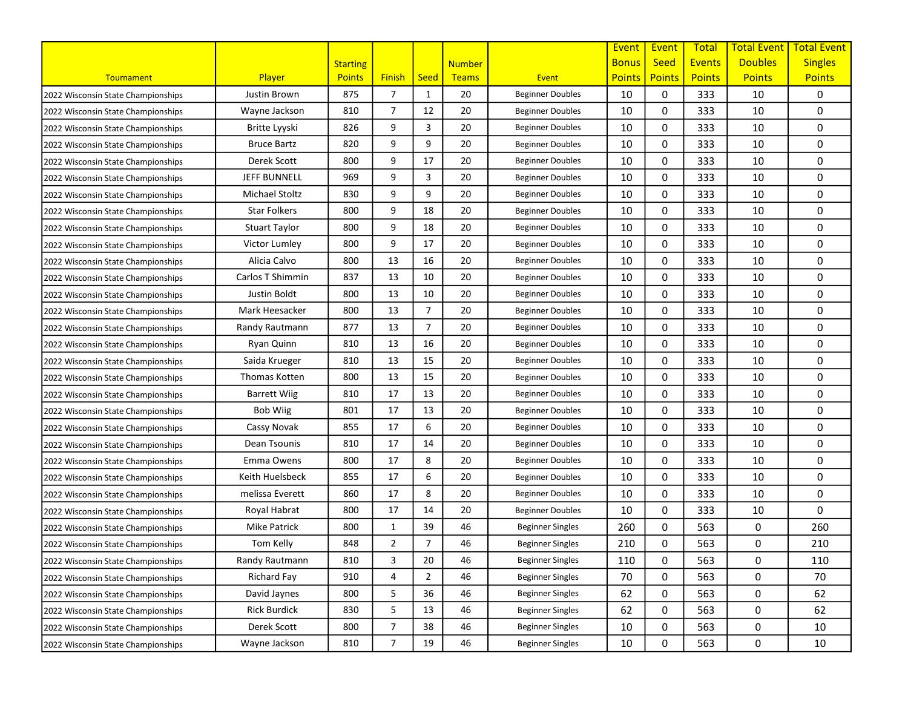| Tournament | Player | Starting Points | Finish | Seed | Number Teams | Event | Event Bonus Points | Event Seed Points | Total Events Points | Total Event Doubles Points | Total Event Singles Points |
|---|---|---|---|---|---|---|---|---|---|---|---|
| 2022 Wisconsin State Championships | Justin Brown | 875 | 7 | 1 | 20 | Beginner Doubles | 10 | 0 | 333 | 10 | 0 |
| 2022 Wisconsin State Championships | Wayne Jackson | 810 | 7 | 12 | 20 | Beginner Doubles | 10 | 0 | 333 | 10 | 0 |
| 2022 Wisconsin State Championships | Britte Lyyski | 826 | 9 | 3 | 20 | Beginner Doubles | 10 | 0 | 333 | 10 | 0 |
| 2022 Wisconsin State Championships | Bruce Bartz | 820 | 9 | 9 | 20 | Beginner Doubles | 10 | 0 | 333 | 10 | 0 |
| 2022 Wisconsin State Championships | Derek Scott | 800 | 9 | 17 | 20 | Beginner Doubles | 10 | 0 | 333 | 10 | 0 |
| 2022 Wisconsin State Championships | JEFF BUNNELL | 969 | 9 | 3 | 20 | Beginner Doubles | 10 | 0 | 333 | 10 | 0 |
| 2022 Wisconsin State Championships | Michael Stoltz | 830 | 9 | 9 | 20 | Beginner Doubles | 10 | 0 | 333 | 10 | 0 |
| 2022 Wisconsin State Championships | Star Folkers | 800 | 9 | 18 | 20 | Beginner Doubles | 10 | 0 | 333 | 10 | 0 |
| 2022 Wisconsin State Championships | Stuart Taylor | 800 | 9 | 18 | 20 | Beginner Doubles | 10 | 0 | 333 | 10 | 0 |
| 2022 Wisconsin State Championships | Victor Lumley | 800 | 9 | 17 | 20 | Beginner Doubles | 10 | 0 | 333 | 10 | 0 |
| 2022 Wisconsin State Championships | Alicia Calvo | 800 | 13 | 16 | 20 | Beginner Doubles | 10 | 0 | 333 | 10 | 0 |
| 2022 Wisconsin State Championships | Carlos T Shimmin | 837 | 13 | 10 | 20 | Beginner Doubles | 10 | 0 | 333 | 10 | 0 |
| 2022 Wisconsin State Championships | Justin Boldt | 800 | 13 | 10 | 20 | Beginner Doubles | 10 | 0 | 333 | 10 | 0 |
| 2022 Wisconsin State Championships | Mark Heesacker | 800 | 13 | 7 | 20 | Beginner Doubles | 10 | 0 | 333 | 10 | 0 |
| 2022 Wisconsin State Championships | Randy Rautmann | 877 | 13 | 7 | 20 | Beginner Doubles | 10 | 0 | 333 | 10 | 0 |
| 2022 Wisconsin State Championships | Ryan Quinn | 810 | 13 | 16 | 20 | Beginner Doubles | 10 | 0 | 333 | 10 | 0 |
| 2022 Wisconsin State Championships | Saida Krueger | 810 | 13 | 15 | 20 | Beginner Doubles | 10 | 0 | 333 | 10 | 0 |
| 2022 Wisconsin State Championships | Thomas Kotten | 800 | 13 | 15 | 20 | Beginner Doubles | 10 | 0 | 333 | 10 | 0 |
| 2022 Wisconsin State Championships | Barrett Wiig | 810 | 17 | 13 | 20 | Beginner Doubles | 10 | 0 | 333 | 10 | 0 |
| 2022 Wisconsin State Championships | Bob Wiig | 801 | 17 | 13 | 20 | Beginner Doubles | 10 | 0 | 333 | 10 | 0 |
| 2022 Wisconsin State Championships | Cassy Novak | 855 | 17 | 6 | 20 | Beginner Doubles | 10 | 0 | 333 | 10 | 0 |
| 2022 Wisconsin State Championships | Dean Tsounis | 810 | 17 | 14 | 20 | Beginner Doubles | 10 | 0 | 333 | 10 | 0 |
| 2022 Wisconsin State Championships | Emma Owens | 800 | 17 | 8 | 20 | Beginner Doubles | 10 | 0 | 333 | 10 | 0 |
| 2022 Wisconsin State Championships | Keith Huelsbeck | 855 | 17 | 6 | 20 | Beginner Doubles | 10 | 0 | 333 | 10 | 0 |
| 2022 Wisconsin State Championships | melissa Everett | 860 | 17 | 8 | 20 | Beginner Doubles | 10 | 0 | 333 | 10 | 0 |
| 2022 Wisconsin State Championships | Royal Habrat | 800 | 17 | 14 | 20 | Beginner Doubles | 10 | 0 | 333 | 10 | 0 |
| 2022 Wisconsin State Championships | Mike Patrick | 800 | 1 | 39 | 46 | Beginner Singles | 260 | 0 | 563 | 0 | 260 |
| 2022 Wisconsin State Championships | Tom Kelly | 848 | 2 | 7 | 46 | Beginner Singles | 210 | 0 | 563 | 0 | 210 |
| 2022 Wisconsin State Championships | Randy Rautmann | 810 | 3 | 20 | 46 | Beginner Singles | 110 | 0 | 563 | 0 | 110 |
| 2022 Wisconsin State Championships | Richard Fay | 910 | 4 | 2 | 46 | Beginner Singles | 70 | 0 | 563 | 0 | 70 |
| 2022 Wisconsin State Championships | David Jaynes | 800 | 5 | 36 | 46 | Beginner Singles | 62 | 0 | 563 | 0 | 62 |
| 2022 Wisconsin State Championships | Rick Burdick | 830 | 5 | 13 | 46 | Beginner Singles | 62 | 0 | 563 | 0 | 62 |
| 2022 Wisconsin State Championships | Derek Scott | 800 | 7 | 38 | 46 | Beginner Singles | 10 | 0 | 563 | 0 | 10 |
| 2022 Wisconsin State Championships | Wayne Jackson | 810 | 7 | 19 | 46 | Beginner Singles | 10 | 0 | 563 | 0 | 10 |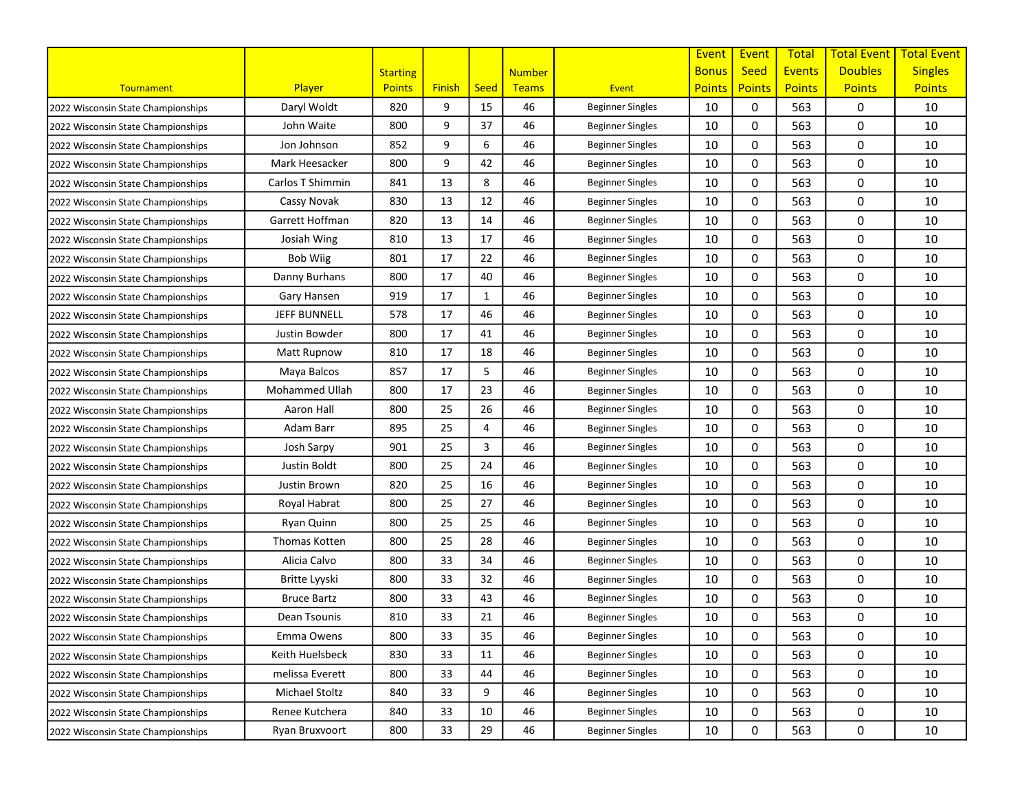| Tournament | Player | Starting Points | Finish | Seed | Number Teams | Event | Event Bonus Points | Event Seed Points | Total Events Points | Total Event Doubles Points | Total Event Singles Points |
|---|---|---|---|---|---|---|---|---|---|---|---|
| 2022 Wisconsin State Championships | Daryl Woldt | 820 | 9 | 15 | 46 | Beginner Singles | 10 | 0 | 563 | 0 | 10 |
| 2022 Wisconsin State Championships | John Waite | 800 | 9 | 37 | 46 | Beginner Singles | 10 | 0 | 563 | 0 | 10 |
| 2022 Wisconsin State Championships | Jon Johnson | 852 | 9 | 6 | 46 | Beginner Singles | 10 | 0 | 563 | 0 | 10 |
| 2022 Wisconsin State Championships | Mark Heesacker | 800 | 9 | 42 | 46 | Beginner Singles | 10 | 0 | 563 | 0 | 10 |
| 2022 Wisconsin State Championships | Carlos T Shimmin | 841 | 13 | 8 | 46 | Beginner Singles | 10 | 0 | 563 | 0 | 10 |
| 2022 Wisconsin State Championships | Cassy Novak | 830 | 13 | 12 | 46 | Beginner Singles | 10 | 0 | 563 | 0 | 10 |
| 2022 Wisconsin State Championships | Garrett Hoffman | 820 | 13 | 14 | 46 | Beginner Singles | 10 | 0 | 563 | 0 | 10 |
| 2022 Wisconsin State Championships | Josiah Wing | 810 | 13 | 17 | 46 | Beginner Singles | 10 | 0 | 563 | 0 | 10 |
| 2022 Wisconsin State Championships | Bob Wiig | 801 | 17 | 22 | 46 | Beginner Singles | 10 | 0 | 563 | 0 | 10 |
| 2022 Wisconsin State Championships | Danny Burhans | 800 | 17 | 40 | 46 | Beginner Singles | 10 | 0 | 563 | 0 | 10 |
| 2022 Wisconsin State Championships | Gary Hansen | 919 | 17 | 1 | 46 | Beginner Singles | 10 | 0 | 563 | 0 | 10 |
| 2022 Wisconsin State Championships | JEFF BUNNELL | 578 | 17 | 46 | 46 | Beginner Singles | 10 | 0 | 563 | 0 | 10 |
| 2022 Wisconsin State Championships | Justin Bowder | 800 | 17 | 41 | 46 | Beginner Singles | 10 | 0 | 563 | 0 | 10 |
| 2022 Wisconsin State Championships | Matt Rupnow | 810 | 17 | 18 | 46 | Beginner Singles | 10 | 0 | 563 | 0 | 10 |
| 2022 Wisconsin State Championships | Maya Balcos | 857 | 17 | 5 | 46 | Beginner Singles | 10 | 0 | 563 | 0 | 10 |
| 2022 Wisconsin State Championships | Mohammed Ullah | 800 | 17 | 23 | 46 | Beginner Singles | 10 | 0 | 563 | 0 | 10 |
| 2022 Wisconsin State Championships | Aaron Hall | 800 | 25 | 26 | 46 | Beginner Singles | 10 | 0 | 563 | 0 | 10 |
| 2022 Wisconsin State Championships | Adam Barr | 895 | 25 | 4 | 46 | Beginner Singles | 10 | 0 | 563 | 0 | 10 |
| 2022 Wisconsin State Championships | Josh Sarpy | 901 | 25 | 3 | 46 | Beginner Singles | 10 | 0 | 563 | 0 | 10 |
| 2022 Wisconsin State Championships | Justin Boldt | 800 | 25 | 24 | 46 | Beginner Singles | 10 | 0 | 563 | 0 | 10 |
| 2022 Wisconsin State Championships | Justin Brown | 820 | 25 | 16 | 46 | Beginner Singles | 10 | 0 | 563 | 0 | 10 |
| 2022 Wisconsin State Championships | Royal Habrat | 800 | 25 | 27 | 46 | Beginner Singles | 10 | 0 | 563 | 0 | 10 |
| 2022 Wisconsin State Championships | Ryan Quinn | 800 | 25 | 25 | 46 | Beginner Singles | 10 | 0 | 563 | 0 | 10 |
| 2022 Wisconsin State Championships | Thomas Kotten | 800 | 25 | 28 | 46 | Beginner Singles | 10 | 0 | 563 | 0 | 10 |
| 2022 Wisconsin State Championships | Alicia Calvo | 800 | 33 | 34 | 46 | Beginner Singles | 10 | 0 | 563 | 0 | 10 |
| 2022 Wisconsin State Championships | Britte Lyyski | 800 | 33 | 32 | 46 | Beginner Singles | 10 | 0 | 563 | 0 | 10 |
| 2022 Wisconsin State Championships | Bruce Bartz | 800 | 33 | 43 | 46 | Beginner Singles | 10 | 0 | 563 | 0 | 10 |
| 2022 Wisconsin State Championships | Dean Tsounis | 810 | 33 | 21 | 46 | Beginner Singles | 10 | 0 | 563 | 0 | 10 |
| 2022 Wisconsin State Championships | Emma Owens | 800 | 33 | 35 | 46 | Beginner Singles | 10 | 0 | 563 | 0 | 10 |
| 2022 Wisconsin State Championships | Keith Huelsbeck | 830 | 33 | 11 | 46 | Beginner Singles | 10 | 0 | 563 | 0 | 10 |
| 2022 Wisconsin State Championships | melissa Everett | 800 | 33 | 44 | 46 | Beginner Singles | 10 | 0 | 563 | 0 | 10 |
| 2022 Wisconsin State Championships | Michael Stoltz | 840 | 33 | 9 | 46 | Beginner Singles | 10 | 0 | 563 | 0 | 10 |
| 2022 Wisconsin State Championships | Renee Kutchera | 840 | 33 | 10 | 46 | Beginner Singles | 10 | 0 | 563 | 0 | 10 |
| 2022 Wisconsin State Championships | Ryan Bruxvoort | 800 | 33 | 29 | 46 | Beginner Singles | 10 | 0 | 563 | 0 | 10 |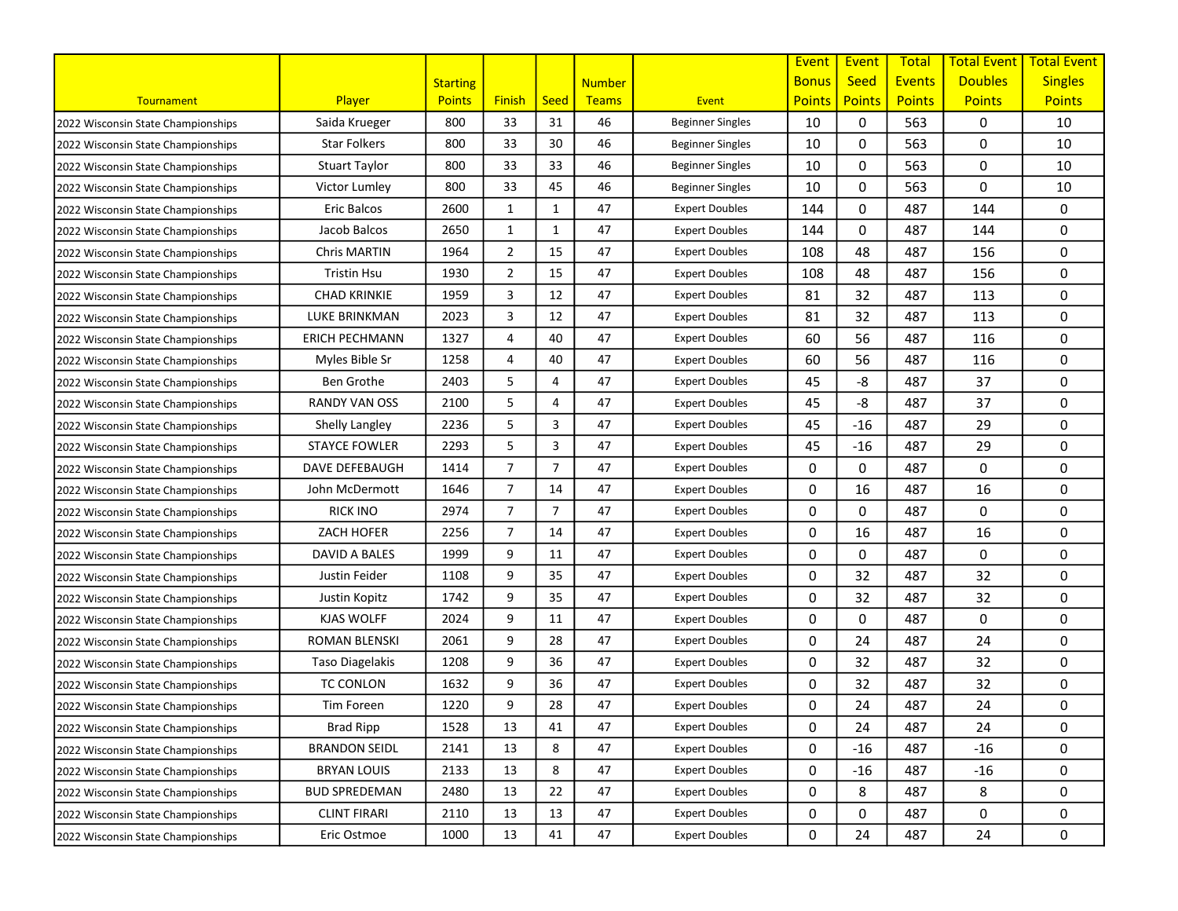| Tournament | Player | Starting Points | Finish | Seed | Number Teams | Event | Event Bonus Points | Event Seed Points | Total Events Points | Total Event Doubles Points | Total Event Singles Points |
|---|---|---|---|---|---|---|---|---|---|---|---|
| 2022 Wisconsin State Championships | Saida Krueger | 800 | 33 | 31 | 46 | Beginner Singles | 10 | 0 | 563 | 0 | 10 |
| 2022 Wisconsin State Championships | Star Folkers | 800 | 33 | 30 | 46 | Beginner Singles | 10 | 0 | 563 | 0 | 10 |
| 2022 Wisconsin State Championships | Stuart Taylor | 800 | 33 | 33 | 46 | Beginner Singles | 10 | 0 | 563 | 0 | 10 |
| 2022 Wisconsin State Championships | Victor Lumley | 800 | 33 | 45 | 46 | Beginner Singles | 10 | 0 | 563 | 0 | 10 |
| 2022 Wisconsin State Championships | Eric Balcos | 2600 | 1 | 1 | 47 | Expert Doubles | 144 | 0 | 487 | 144 | 0 |
| 2022 Wisconsin State Championships | Jacob Balcos | 2650 | 1 | 1 | 47 | Expert Doubles | 144 | 0 | 487 | 144 | 0 |
| 2022 Wisconsin State Championships | Chris MARTIN | 1964 | 2 | 15 | 47 | Expert Doubles | 108 | 48 | 487 | 156 | 0 |
| 2022 Wisconsin State Championships | Tristin Hsu | 1930 | 2 | 15 | 47 | Expert Doubles | 108 | 48 | 487 | 156 | 0 |
| 2022 Wisconsin State Championships | CHAD KRINKIE | 1959 | 3 | 12 | 47 | Expert Doubles | 81 | 32 | 487 | 113 | 0 |
| 2022 Wisconsin State Championships | LUKE BRINKMAN | 2023 | 3 | 12 | 47 | Expert Doubles | 81 | 32 | 487 | 113 | 0 |
| 2022 Wisconsin State Championships | ERICH PECHMANN | 1327 | 4 | 40 | 47 | Expert Doubles | 60 | 56 | 487 | 116 | 0 |
| 2022 Wisconsin State Championships | Myles Bible Sr | 1258 | 4 | 40 | 47 | Expert Doubles | 60 | 56 | 487 | 116 | 0 |
| 2022 Wisconsin State Championships | Ben Grothe | 2403 | 5 | 4 | 47 | Expert Doubles | 45 | -8 | 487 | 37 | 0 |
| 2022 Wisconsin State Championships | RANDY VAN OSS | 2100 | 5 | 4 | 47 | Expert Doubles | 45 | -8 | 487 | 37 | 0 |
| 2022 Wisconsin State Championships | Shelly Langley | 2236 | 5 | 3 | 47 | Expert Doubles | 45 | -16 | 487 | 29 | 0 |
| 2022 Wisconsin State Championships | STAYCE FOWLER | 2293 | 5 | 3 | 47 | Expert Doubles | 45 | -16 | 487 | 29 | 0 |
| 2022 Wisconsin State Championships | DAVE DEFEBAUGH | 1414 | 7 | 7 | 47 | Expert Doubles | 0 | 0 | 487 | 0 | 0 |
| 2022 Wisconsin State Championships | John McDermott | 1646 | 7 | 14 | 47 | Expert Doubles | 0 | 16 | 487 | 16 | 0 |
| 2022 Wisconsin State Championships | RICK INO | 2974 | 7 | 7 | 47 | Expert Doubles | 0 | 0 | 487 | 0 | 0 |
| 2022 Wisconsin State Championships | ZACH HOFER | 2256 | 7 | 14 | 47 | Expert Doubles | 0 | 16 | 487 | 16 | 0 |
| 2022 Wisconsin State Championships | DAVID A BALES | 1999 | 9 | 11 | 47 | Expert Doubles | 0 | 0 | 487 | 0 | 0 |
| 2022 Wisconsin State Championships | Justin Feider | 1108 | 9 | 35 | 47 | Expert Doubles | 0 | 32 | 487 | 32 | 0 |
| 2022 Wisconsin State Championships | Justin Kopitz | 1742 | 9 | 35 | 47 | Expert Doubles | 0 | 32 | 487 | 32 | 0 |
| 2022 Wisconsin State Championships | KJAS WOLFF | 2024 | 9 | 11 | 47 | Expert Doubles | 0 | 0 | 487 | 0 | 0 |
| 2022 Wisconsin State Championships | ROMAN BLENSKI | 2061 | 9 | 28 | 47 | Expert Doubles | 0 | 24 | 487 | 24 | 0 |
| 2022 Wisconsin State Championships | Taso Diagelakis | 1208 | 9 | 36 | 47 | Expert Doubles | 0 | 32 | 487 | 32 | 0 |
| 2022 Wisconsin State Championships | TC CONLON | 1632 | 9 | 36 | 47 | Expert Doubles | 0 | 32 | 487 | 32 | 0 |
| 2022 Wisconsin State Championships | Tim Foreen | 1220 | 9 | 28 | 47 | Expert Doubles | 0 | 24 | 487 | 24 | 0 |
| 2022 Wisconsin State Championships | Brad Ripp | 1528 | 13 | 41 | 47 | Expert Doubles | 0 | 24 | 487 | 24 | 0 |
| 2022 Wisconsin State Championships | BRANDON SEIDL | 2141 | 13 | 8 | 47 | Expert Doubles | 0 | -16 | 487 | -16 | 0 |
| 2022 Wisconsin State Championships | BRYAN LOUIS | 2133 | 13 | 8 | 47 | Expert Doubles | 0 | -16 | 487 | -16 | 0 |
| 2022 Wisconsin State Championships | BUD SPREDEMAN | 2480 | 13 | 22 | 47 | Expert Doubles | 0 | 8 | 487 | 8 | 0 |
| 2022 Wisconsin State Championships | CLINT FIRARI | 2110 | 13 | 13 | 47 | Expert Doubles | 0 | 0 | 487 | 0 | 0 |
| 2022 Wisconsin State Championships | Eric Ostmoe | 1000 | 13 | 41 | 47 | Expert Doubles | 0 | 24 | 487 | 24 | 0 |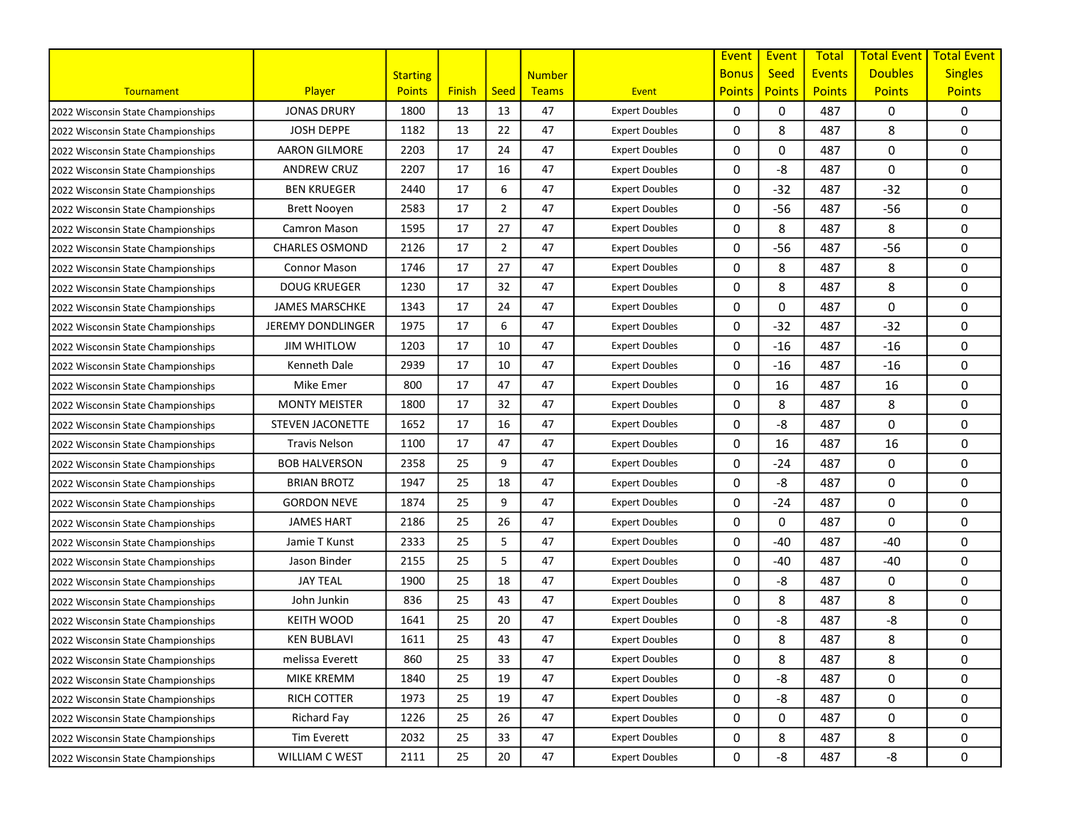| Tournament | Player | Starting Points | Finish | Seed | Number Teams | Event | Event Bonus Points | Event Seed Points | Total Events Points | Total Event Doubles Points | Total Event Singles Points |
|---|---|---|---|---|---|---|---|---|---|---|---|
| 2022 Wisconsin State Championships | JONAS DRURY | 1800 | 13 | 13 | 47 | Expert Doubles | 0 | 0 | 487 | 0 | 0 |
| 2022 Wisconsin State Championships | JOSH DEPPE | 1182 | 13 | 22 | 47 | Expert Doubles | 0 | 8 | 487 | 8 | 0 |
| 2022 Wisconsin State Championships | AARON GILMORE | 2203 | 17 | 24 | 47 | Expert Doubles | 0 | 0 | 487 | 0 | 0 |
| 2022 Wisconsin State Championships | ANDREW CRUZ | 2207 | 17 | 16 | 47 | Expert Doubles | 0 | -8 | 487 | 0 | 0 |
| 2022 Wisconsin State Championships | BEN KRUEGER | 2440 | 17 | 6 | 47 | Expert Doubles | 0 | -32 | 487 | -32 | 0 |
| 2022 Wisconsin State Championships | Brett Nooyen | 2583 | 17 | 2 | 47 | Expert Doubles | 0 | -56 | 487 | -56 | 0 |
| 2022 Wisconsin State Championships | Camron Mason | 1595 | 17 | 27 | 47 | Expert Doubles | 0 | 8 | 487 | 8 | 0 |
| 2022 Wisconsin State Championships | CHARLES OSMOND | 2126 | 17 | 2 | 47 | Expert Doubles | 0 | -56 | 487 | -56 | 0 |
| 2022 Wisconsin State Championships | Connor Mason | 1746 | 17 | 27 | 47 | Expert Doubles | 0 | 8 | 487 | 8 | 0 |
| 2022 Wisconsin State Championships | DOUG KRUEGER | 1230 | 17 | 32 | 47 | Expert Doubles | 0 | 8 | 487 | 8 | 0 |
| 2022 Wisconsin State Championships | JAMES MARSCHKE | 1343 | 17 | 24 | 47 | Expert Doubles | 0 | 0 | 487 | 0 | 0 |
| 2022 Wisconsin State Championships | JEREMY DONDLINGER | 1975 | 17 | 6 | 47 | Expert Doubles | 0 | -32 | 487 | -32 | 0 |
| 2022 Wisconsin State Championships | JIM WHITLOW | 1203 | 17 | 10 | 47 | Expert Doubles | 0 | -16 | 487 | -16 | 0 |
| 2022 Wisconsin State Championships | Kenneth Dale | 2939 | 17 | 10 | 47 | Expert Doubles | 0 | -16 | 487 | -16 | 0 |
| 2022 Wisconsin State Championships | Mike Emer | 800 | 17 | 47 | 47 | Expert Doubles | 0 | 16 | 487 | 16 | 0 |
| 2022 Wisconsin State Championships | MONTY MEISTER | 1800 | 17 | 32 | 47 | Expert Doubles | 0 | 8 | 487 | 8 | 0 |
| 2022 Wisconsin State Championships | STEVEN JACONETTE | 1652 | 17 | 16 | 47 | Expert Doubles | 0 | -8 | 487 | 0 | 0 |
| 2022 Wisconsin State Championships | Travis Nelson | 1100 | 17 | 47 | 47 | Expert Doubles | 0 | 16 | 487 | 16 | 0 |
| 2022 Wisconsin State Championships | BOB HALVERSON | 2358 | 25 | 9 | 47 | Expert Doubles | 0 | -24 | 487 | 0 | 0 |
| 2022 Wisconsin State Championships | BRIAN BROTZ | 1947 | 25 | 18 | 47 | Expert Doubles | 0 | -8 | 487 | 0 | 0 |
| 2022 Wisconsin State Championships | GORDON NEVE | 1874 | 25 | 9 | 47 | Expert Doubles | 0 | -24 | 487 | 0 | 0 |
| 2022 Wisconsin State Championships | JAMES HART | 2186 | 25 | 26 | 47 | Expert Doubles | 0 | 0 | 487 | 0 | 0 |
| 2022 Wisconsin State Championships | Jamie T Kunst | 2333 | 25 | 5 | 47 | Expert Doubles | 0 | -40 | 487 | -40 | 0 |
| 2022 Wisconsin State Championships | Jason Binder | 2155 | 25 | 5 | 47 | Expert Doubles | 0 | -40 | 487 | -40 | 0 |
| 2022 Wisconsin State Championships | JAY TEAL | 1900 | 25 | 18 | 47 | Expert Doubles | 0 | -8 | 487 | 0 | 0 |
| 2022 Wisconsin State Championships | John Junkin | 836 | 25 | 43 | 47 | Expert Doubles | 0 | 8 | 487 | 8 | 0 |
| 2022 Wisconsin State Championships | KEITH WOOD | 1641 | 25 | 20 | 47 | Expert Doubles | 0 | -8 | 487 | -8 | 0 |
| 2022 Wisconsin State Championships | KEN BUBLAVI | 1611 | 25 | 43 | 47 | Expert Doubles | 0 | 8 | 487 | 8 | 0 |
| 2022 Wisconsin State Championships | melissa Everett | 860 | 25 | 33 | 47 | Expert Doubles | 0 | 8 | 487 | 8 | 0 |
| 2022 Wisconsin State Championships | MIKE KREMM | 1840 | 25 | 19 | 47 | Expert Doubles | 0 | -8 | 487 | 0 | 0 |
| 2022 Wisconsin State Championships | RICH COTTER | 1973 | 25 | 19 | 47 | Expert Doubles | 0 | -8 | 487 | 0 | 0 |
| 2022 Wisconsin State Championships | Richard Fay | 1226 | 25 | 26 | 47 | Expert Doubles | 0 | 0 | 487 | 0 | 0 |
| 2022 Wisconsin State Championships | Tim Everett | 2032 | 25 | 33 | 47 | Expert Doubles | 0 | 8 | 487 | 8 | 0 |
| 2022 Wisconsin State Championships | WILLIAM C WEST | 2111 | 25 | 20 | 47 | Expert Doubles | 0 | -8 | 487 | -8 | 0 |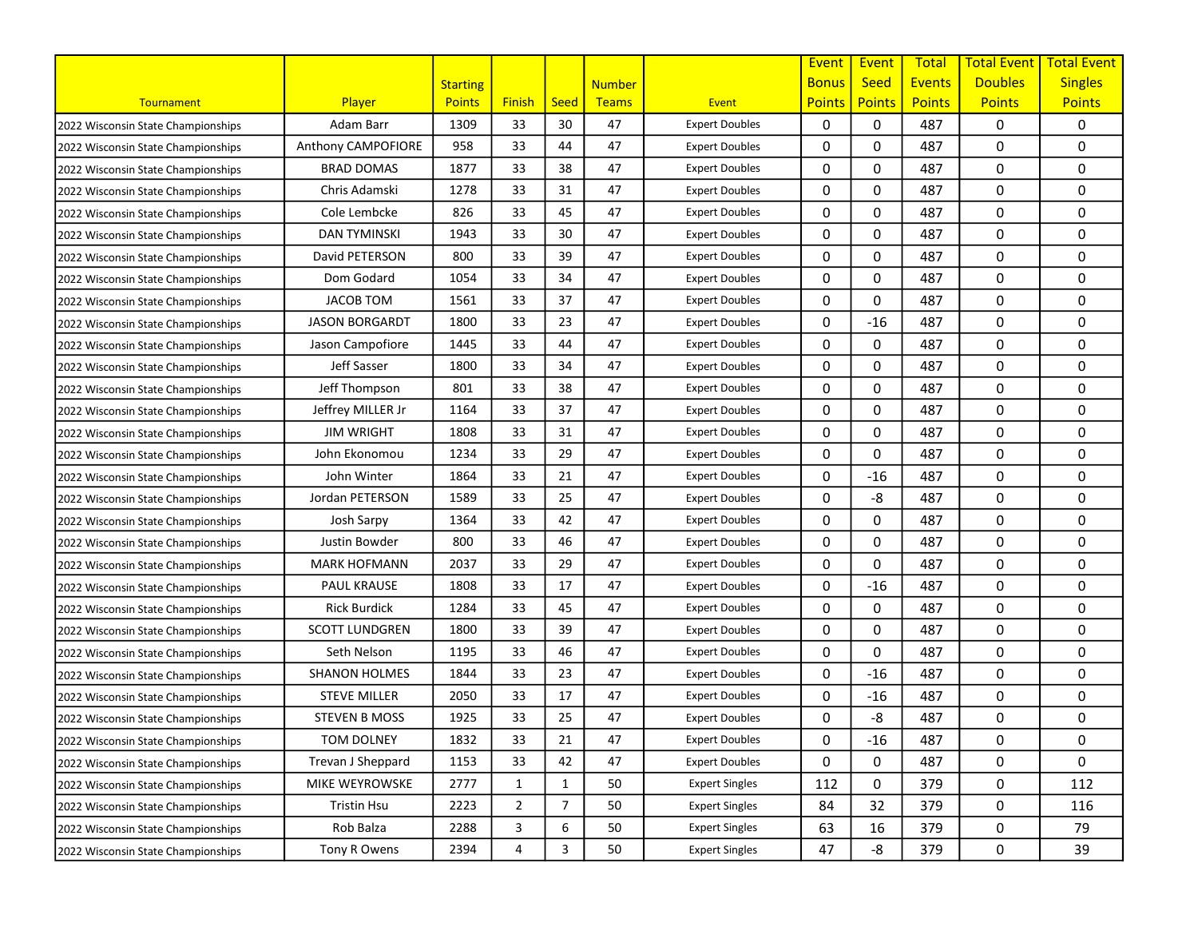| Tournament | Player | Starting Points | Finish | Seed | Number Teams | Event | Event Bonus Points | Event Seed Points | Total Events Points | Total Event Doubles Points | Total Event Singles Points |
|---|---|---|---|---|---|---|---|---|---|---|---|
| 2022 Wisconsin State Championships | Adam Barr | 1309 | 33 | 30 | 47 | Expert Doubles | 0 | 0 | 487 | 0 | 0 |
| 2022 Wisconsin State Championships | Anthony CAMPOFIORE | 958 | 33 | 44 | 47 | Expert Doubles | 0 | 0 | 487 | 0 | 0 |
| 2022 Wisconsin State Championships | BRAD DOMAS | 1877 | 33 | 38 | 47 | Expert Doubles | 0 | 0 | 487 | 0 | 0 |
| 2022 Wisconsin State Championships | Chris Adamski | 1278 | 33 | 31 | 47 | Expert Doubles | 0 | 0 | 487 | 0 | 0 |
| 2022 Wisconsin State Championships | Cole Lembcke | 826 | 33 | 45 | 47 | Expert Doubles | 0 | 0 | 487 | 0 | 0 |
| 2022 Wisconsin State Championships | DAN TYMINSKI | 1943 | 33 | 30 | 47 | Expert Doubles | 0 | 0 | 487 | 0 | 0 |
| 2022 Wisconsin State Championships | David PETERSON | 800 | 33 | 39 | 47 | Expert Doubles | 0 | 0 | 487 | 0 | 0 |
| 2022 Wisconsin State Championships | Dom Godard | 1054 | 33 | 34 | 47 | Expert Doubles | 0 | 0 | 487 | 0 | 0 |
| 2022 Wisconsin State Championships | JACOB TOM | 1561 | 33 | 37 | 47 | Expert Doubles | 0 | 0 | 487 | 0 | 0 |
| 2022 Wisconsin State Championships | JASON BORGARDT | 1800 | 33 | 23 | 47 | Expert Doubles | 0 | -16 | 487 | 0 | 0 |
| 2022 Wisconsin State Championships | Jason Campofiore | 1445 | 33 | 44 | 47 | Expert Doubles | 0 | 0 | 487 | 0 | 0 |
| 2022 Wisconsin State Championships | Jeff Sasser | 1800 | 33 | 34 | 47 | Expert Doubles | 0 | 0 | 487 | 0 | 0 |
| 2022 Wisconsin State Championships | Jeff Thompson | 801 | 33 | 38 | 47 | Expert Doubles | 0 | 0 | 487 | 0 | 0 |
| 2022 Wisconsin State Championships | Jeffrey MILLER Jr | 1164 | 33 | 37 | 47 | Expert Doubles | 0 | 0 | 487 | 0 | 0 |
| 2022 Wisconsin State Championships | JIM WRIGHT | 1808 | 33 | 31 | 47 | Expert Doubles | 0 | 0 | 487 | 0 | 0 |
| 2022 Wisconsin State Championships | John Ekonomou | 1234 | 33 | 29 | 47 | Expert Doubles | 0 | 0 | 487 | 0 | 0 |
| 2022 Wisconsin State Championships | John Winter | 1864 | 33 | 21 | 47 | Expert Doubles | 0 | -16 | 487 | 0 | 0 |
| 2022 Wisconsin State Championships | Jordan PETERSON | 1589 | 33 | 25 | 47 | Expert Doubles | 0 | -8 | 487 | 0 | 0 |
| 2022 Wisconsin State Championships | Josh Sarpy | 1364 | 33 | 42 | 47 | Expert Doubles | 0 | 0 | 487 | 0 | 0 |
| 2022 Wisconsin State Championships | Justin Bowder | 800 | 33 | 46 | 47 | Expert Doubles | 0 | 0 | 487 | 0 | 0 |
| 2022 Wisconsin State Championships | MARK HOFMANN | 2037 | 33 | 29 | 47 | Expert Doubles | 0 | 0 | 487 | 0 | 0 |
| 2022 Wisconsin State Championships | PAUL KRAUSE | 1808 | 33 | 17 | 47 | Expert Doubles | 0 | -16 | 487 | 0 | 0 |
| 2022 Wisconsin State Championships | Rick Burdick | 1284 | 33 | 45 | 47 | Expert Doubles | 0 | 0 | 487 | 0 | 0 |
| 2022 Wisconsin State Championships | SCOTT LUNDGREN | 1800 | 33 | 39 | 47 | Expert Doubles | 0 | 0 | 487 | 0 | 0 |
| 2022 Wisconsin State Championships | Seth Nelson | 1195 | 33 | 46 | 47 | Expert Doubles | 0 | 0 | 487 | 0 | 0 |
| 2022 Wisconsin State Championships | SHANON HOLMES | 1844 | 33 | 23 | 47 | Expert Doubles | 0 | -16 | 487 | 0 | 0 |
| 2022 Wisconsin State Championships | STEVE MILLER | 2050 | 33 | 17 | 47 | Expert Doubles | 0 | -16 | 487 | 0 | 0 |
| 2022 Wisconsin State Championships | STEVEN B MOSS | 1925 | 33 | 25 | 47 | Expert Doubles | 0 | -8 | 487 | 0 | 0 |
| 2022 Wisconsin State Championships | TOM DOLNEY | 1832 | 33 | 21 | 47 | Expert Doubles | 0 | -16 | 487 | 0 | 0 |
| 2022 Wisconsin State Championships | Trevan J Sheppard | 1153 | 33 | 42 | 47 | Expert Doubles | 0 | 0 | 487 | 0 | 0 |
| 2022 Wisconsin State Championships | MIKE WEYROWSKE | 2777 | 1 | 1 | 50 | Expert Singles | 112 | 0 | 379 | 0 | 112 |
| 2022 Wisconsin State Championships | Tristin Hsu | 2223 | 2 | 7 | 50 | Expert Singles | 84 | 32 | 379 | 0 | 116 |
| 2022 Wisconsin State Championships | Rob Balza | 2288 | 3 | 6 | 50 | Expert Singles | 63 | 16 | 379 | 0 | 79 |
| 2022 Wisconsin State Championships | Tony R Owens | 2394 | 4 | 3 | 50 | Expert Singles | 47 | -8 | 379 | 0 | 39 |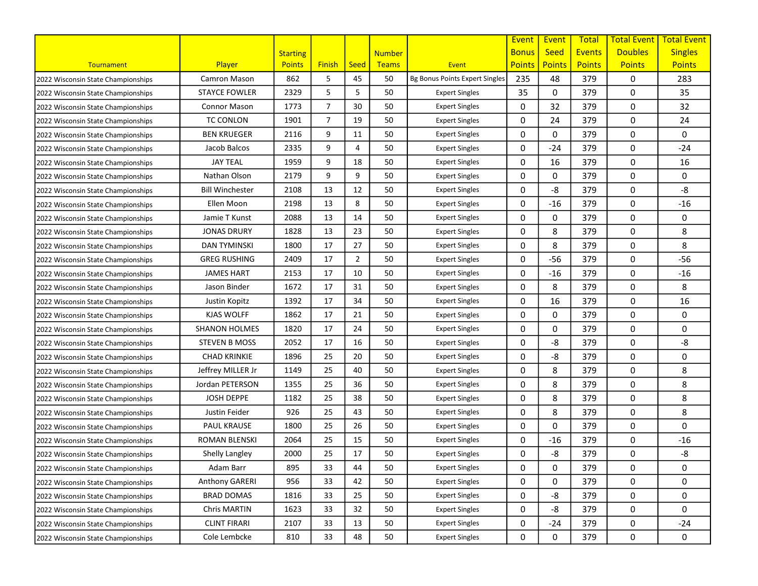| Tournament | Player | Starting Points | Finish | Seed | Number Teams | Event | Event Bonus Points | Event Seed Points | Total Events Points | Total Event Doubles Points | Total Event Singles Points |
|---|---|---|---|---|---|---|---|---|---|---|---|
| 2022 Wisconsin State Championships | Camron Mason | 862 | 5 | 45 | 50 | Bg Bonus Points Expert Singles | 235 | 48 | 379 | 0 | 283 |
| 2022 Wisconsin State Championships | STAYCE FOWLER | 2329 | 5 | 5 | 50 | Expert Singles | 35 | 0 | 379 | 0 | 35 |
| 2022 Wisconsin State Championships | Connor Mason | 1773 | 7 | 30 | 50 | Expert Singles | 0 | 32 | 379 | 0 | 32 |
| 2022 Wisconsin State Championships | TC CONLON | 1901 | 7 | 19 | 50 | Expert Singles | 0 | 24 | 379 | 0 | 24 |
| 2022 Wisconsin State Championships | BEN KRUEGER | 2116 | 9 | 11 | 50 | Expert Singles | 0 | 0 | 379 | 0 | 0 |
| 2022 Wisconsin State Championships | Jacob Balcos | 2335 | 9 | 4 | 50 | Expert Singles | 0 | -24 | 379 | 0 | -24 |
| 2022 Wisconsin State Championships | JAY TEAL | 1959 | 9 | 18 | 50 | Expert Singles | 0 | 16 | 379 | 0 | 16 |
| 2022 Wisconsin State Championships | Nathan Olson | 2179 | 9 | 9 | 50 | Expert Singles | 0 | 0 | 379 | 0 | 0 |
| 2022 Wisconsin State Championships | Bill Winchester | 2108 | 13 | 12 | 50 | Expert Singles | 0 | -8 | 379 | 0 | -8 |
| 2022 Wisconsin State Championships | Ellen Moon | 2198 | 13 | 8 | 50 | Expert Singles | 0 | -16 | 379 | 0 | -16 |
| 2022 Wisconsin State Championships | Jamie T Kunst | 2088 | 13 | 14 | 50 | Expert Singles | 0 | 0 | 379 | 0 | 0 |
| 2022 Wisconsin State Championships | JONAS DRURY | 1828 | 13 | 23 | 50 | Expert Singles | 0 | 8 | 379 | 0 | 8 |
| 2022 Wisconsin State Championships | DAN TYMINSKI | 1800 | 17 | 27 | 50 | Expert Singles | 0 | 8 | 379 | 0 | 8 |
| 2022 Wisconsin State Championships | GREG RUSHING | 2409 | 17 | 2 | 50 | Expert Singles | 0 | -56 | 379 | 0 | -56 |
| 2022 Wisconsin State Championships | JAMES HART | 2153 | 17 | 10 | 50 | Expert Singles | 0 | -16 | 379 | 0 | -16 |
| 2022 Wisconsin State Championships | Jason Binder | 1672 | 17 | 31 | 50 | Expert Singles | 0 | 8 | 379 | 0 | 8 |
| 2022 Wisconsin State Championships | Justin Kopitz | 1392 | 17 | 34 | 50 | Expert Singles | 0 | 16 | 379 | 0 | 16 |
| 2022 Wisconsin State Championships | KJAS WOLFF | 1862 | 17 | 21 | 50 | Expert Singles | 0 | 0 | 379 | 0 | 0 |
| 2022 Wisconsin State Championships | SHANON HOLMES | 1820 | 17 | 24 | 50 | Expert Singles | 0 | 0 | 379 | 0 | 0 |
| 2022 Wisconsin State Championships | STEVEN B MOSS | 2052 | 17 | 16 | 50 | Expert Singles | 0 | -8 | 379 | 0 | -8 |
| 2022 Wisconsin State Championships | CHAD KRINKIE | 1896 | 25 | 20 | 50 | Expert Singles | 0 | -8 | 379 | 0 | 0 |
| 2022 Wisconsin State Championships | Jeffrey MILLER Jr | 1149 | 25 | 40 | 50 | Expert Singles | 0 | 8 | 379 | 0 | 8 |
| 2022 Wisconsin State Championships | Jordan PETERSON | 1355 | 25 | 36 | 50 | Expert Singles | 0 | 8 | 379 | 0 | 8 |
| 2022 Wisconsin State Championships | JOSH DEPPE | 1182 | 25 | 38 | 50 | Expert Singles | 0 | 8 | 379 | 0 | 8 |
| 2022 Wisconsin State Championships | Justin Feider | 926 | 25 | 43 | 50 | Expert Singles | 0 | 8 | 379 | 0 | 8 |
| 2022 Wisconsin State Championships | PAUL KRAUSE | 1800 | 25 | 26 | 50 | Expert Singles | 0 | 0 | 379 | 0 | 0 |
| 2022 Wisconsin State Championships | ROMAN BLENSKI | 2064 | 25 | 15 | 50 | Expert Singles | 0 | -16 | 379 | 0 | -16 |
| 2022 Wisconsin State Championships | Shelly Langley | 2000 | 25 | 17 | 50 | Expert Singles | 0 | -8 | 379 | 0 | -8 |
| 2022 Wisconsin State Championships | Adam Barr | 895 | 33 | 44 | 50 | Expert Singles | 0 | 0 | 379 | 0 | 0 |
| 2022 Wisconsin State Championships | Anthony GARERI | 956 | 33 | 42 | 50 | Expert Singles | 0 | 0 | 379 | 0 | 0 |
| 2022 Wisconsin State Championships | BRAD DOMAS | 1816 | 33 | 25 | 50 | Expert Singles | 0 | -8 | 379 | 0 | 0 |
| 2022 Wisconsin State Championships | Chris MARTIN | 1623 | 33 | 32 | 50 | Expert Singles | 0 | -8 | 379 | 0 | 0 |
| 2022 Wisconsin State Championships | CLINT FIRARI | 2107 | 33 | 13 | 50 | Expert Singles | 0 | -24 | 379 | 0 | -24 |
| 2022 Wisconsin State Championships | Cole Lembcke | 810 | 33 | 48 | 50 | Expert Singles | 0 | 0 | 379 | 0 | 0 |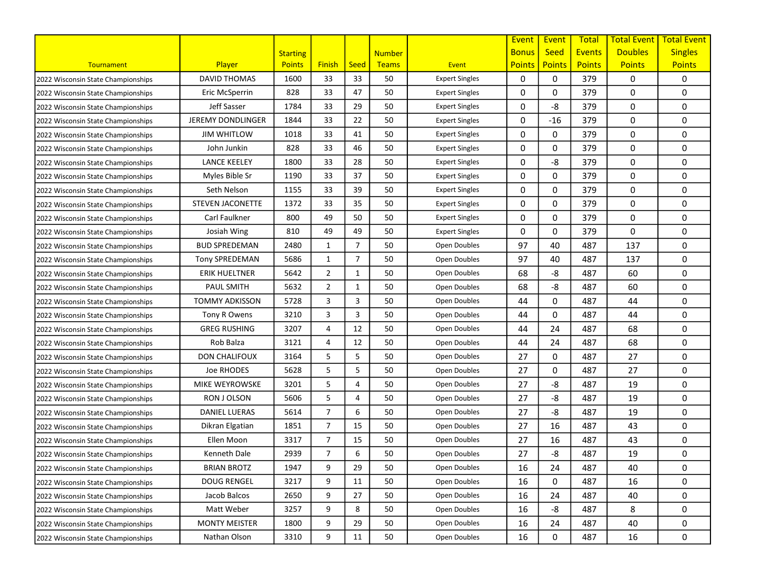| Tournament | Player | Starting Points | Finish | Seed | Number Teams | Event | Event Bonus Points | Event Seed Points | Total Events Points | Total Event Doubles Points | Total Event Singles Points |
|---|---|---|---|---|---|---|---|---|---|---|---|
| 2022 Wisconsin State Championships | DAVID THOMAS | 1600 | 33 | 33 | 50 | Expert Singles | 0 | 0 | 379 | 0 | 0 |
| 2022 Wisconsin State Championships | Eric McSperrin | 828 | 33 | 47 | 50 | Expert Singles | 0 | 0 | 379 | 0 | 0 |
| 2022 Wisconsin State Championships | Jeff Sasser | 1784 | 33 | 29 | 50 | Expert Singles | 0 | -8 | 379 | 0 | 0 |
| 2022 Wisconsin State Championships | JEREMY DONDLINGER | 1844 | 33 | 22 | 50 | Expert Singles | 0 | -16 | 379 | 0 | 0 |
| 2022 Wisconsin State Championships | JIM WHITLOW | 1018 | 33 | 41 | 50 | Expert Singles | 0 | 0 | 379 | 0 | 0 |
| 2022 Wisconsin State Championships | John Junkin | 828 | 33 | 46 | 50 | Expert Singles | 0 | 0 | 379 | 0 | 0 |
| 2022 Wisconsin State Championships | LANCE KEELEY | 1800 | 33 | 28 | 50 | Expert Singles | 0 | -8 | 379 | 0 | 0 |
| 2022 Wisconsin State Championships | Myles Bible Sr | 1190 | 33 | 37 | 50 | Expert Singles | 0 | 0 | 379 | 0 | 0 |
| 2022 Wisconsin State Championships | Seth Nelson | 1155 | 33 | 39 | 50 | Expert Singles | 0 | 0 | 379 | 0 | 0 |
| 2022 Wisconsin State Championships | STEVEN JACONETTE | 1372 | 33 | 35 | 50 | Expert Singles | 0 | 0 | 379 | 0 | 0 |
| 2022 Wisconsin State Championships | Carl Faulkner | 800 | 49 | 50 | 50 | Expert Singles | 0 | 0 | 379 | 0 | 0 |
| 2022 Wisconsin State Championships | Josiah Wing | 810 | 49 | 49 | 50 | Expert Singles | 0 | 0 | 379 | 0 | 0 |
| 2022 Wisconsin State Championships | BUD SPREDEMAN | 2480 | 1 | 7 | 50 | Open Doubles | 97 | 40 | 487 | 137 | 0 |
| 2022 Wisconsin State Championships | Tony SPREDEMAN | 5686 | 1 | 7 | 50 | Open Doubles | 97 | 40 | 487 | 137 | 0 |
| 2022 Wisconsin State Championships | ERIK HUELTNER | 5642 | 2 | 1 | 50 | Open Doubles | 68 | -8 | 487 | 60 | 0 |
| 2022 Wisconsin State Championships | PAUL SMITH | 5632 | 2 | 1 | 50 | Open Doubles | 68 | -8 | 487 | 60 | 0 |
| 2022 Wisconsin State Championships | TOMMY ADKISSON | 5728 | 3 | 3 | 50 | Open Doubles | 44 | 0 | 487 | 44 | 0 |
| 2022 Wisconsin State Championships | Tony R Owens | 3210 | 3 | 3 | 50 | Open Doubles | 44 | 0 | 487 | 44 | 0 |
| 2022 Wisconsin State Championships | GREG RUSHING | 3207 | 4 | 12 | 50 | Open Doubles | 44 | 24 | 487 | 68 | 0 |
| 2022 Wisconsin State Championships | Rob Balza | 3121 | 4 | 12 | 50 | Open Doubles | 44 | 24 | 487 | 68 | 0 |
| 2022 Wisconsin State Championships | DON CHALIFOUX | 3164 | 5 | 5 | 50 | Open Doubles | 27 | 0 | 487 | 27 | 0 |
| 2022 Wisconsin State Championships | Joe RHODES | 5628 | 5 | 5 | 50 | Open Doubles | 27 | 0 | 487 | 27 | 0 |
| 2022 Wisconsin State Championships | MIKE WEYROWSKE | 3201 | 5 | 4 | 50 | Open Doubles | 27 | -8 | 487 | 19 | 0 |
| 2022 Wisconsin State Championships | RON J OLSON | 5606 | 5 | 4 | 50 | Open Doubles | 27 | -8 | 487 | 19 | 0 |
| 2022 Wisconsin State Championships | DANIEL LUERAS | 5614 | 7 | 6 | 50 | Open Doubles | 27 | -8 | 487 | 19 | 0 |
| 2022 Wisconsin State Championships | Dikran Elgatian | 1851 | 7 | 15 | 50 | Open Doubles | 27 | 16 | 487 | 43 | 0 |
| 2022 Wisconsin State Championships | Ellen Moon | 3317 | 7 | 15 | 50 | Open Doubles | 27 | 16 | 487 | 43 | 0 |
| 2022 Wisconsin State Championships | Kenneth Dale | 2939 | 7 | 6 | 50 | Open Doubles | 27 | -8 | 487 | 19 | 0 |
| 2022 Wisconsin State Championships | BRIAN BROTZ | 1947 | 9 | 29 | 50 | Open Doubles | 16 | 24 | 487 | 40 | 0 |
| 2022 Wisconsin State Championships | DOUG RENGEL | 3217 | 9 | 11 | 50 | Open Doubles | 16 | 0 | 487 | 16 | 0 |
| 2022 Wisconsin State Championships | Jacob Balcos | 2650 | 9 | 27 | 50 | Open Doubles | 16 | 24 | 487 | 40 | 0 |
| 2022 Wisconsin State Championships | Matt Weber | 3257 | 9 | 8 | 50 | Open Doubles | 16 | -8 | 487 | 8 | 0 |
| 2022 Wisconsin State Championships | MONTY MEISTER | 1800 | 9 | 29 | 50 | Open Doubles | 16 | 24 | 487 | 40 | 0 |
| 2022 Wisconsin State Championships | Nathan Olson | 3310 | 9 | 11 | 50 | Open Doubles | 16 | 0 | 487 | 16 | 0 |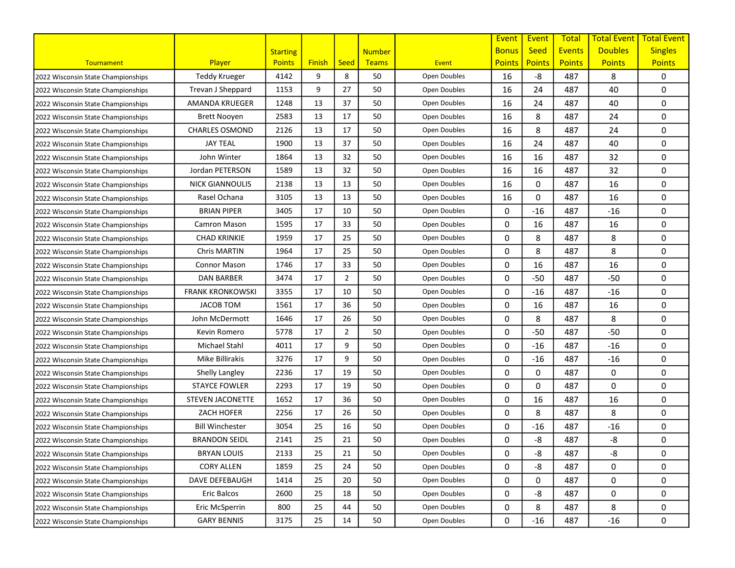| Tournament | Player | Starting Points | Finish | Seed | Number Teams | Event | Event Bonus Points | Event Seed Points | Total Events Points | Total Event Doubles Points | Total Event Singles Points |
|---|---|---|---|---|---|---|---|---|---|---|---|
| 2022 Wisconsin State Championships | Teddy Krueger | 4142 | 9 | 8 | 50 | Open Doubles | 16 | -8 | 487 | 8 | 0 |
| 2022 Wisconsin State Championships | Trevan J Sheppard | 1153 | 9 | 27 | 50 | Open Doubles | 16 | 24 | 487 | 40 | 0 |
| 2022 Wisconsin State Championships | AMANDA KRUEGER | 1248 | 13 | 37 | 50 | Open Doubles | 16 | 24 | 487 | 40 | 0 |
| 2022 Wisconsin State Championships | Brett Nooyen | 2583 | 13 | 17 | 50 | Open Doubles | 16 | 8 | 487 | 24 | 0 |
| 2022 Wisconsin State Championships | CHARLES OSMOND | 2126 | 13 | 17 | 50 | Open Doubles | 16 | 8 | 487 | 24 | 0 |
| 2022 Wisconsin State Championships | JAY TEAL | 1900 | 13 | 37 | 50 | Open Doubles | 16 | 24 | 487 | 40 | 0 |
| 2022 Wisconsin State Championships | John Winter | 1864 | 13 | 32 | 50 | Open Doubles | 16 | 16 | 487 | 32 | 0 |
| 2022 Wisconsin State Championships | Jordan PETERSON | 1589 | 13 | 32 | 50 | Open Doubles | 16 | 16 | 487 | 32 | 0 |
| 2022 Wisconsin State Championships | NICK GIANNOULIS | 2138 | 13 | 13 | 50 | Open Doubles | 16 | 0 | 487 | 16 | 0 |
| 2022 Wisconsin State Championships | Rasel Ochana | 3105 | 13 | 13 | 50 | Open Doubles | 16 | 0 | 487 | 16 | 0 |
| 2022 Wisconsin State Championships | BRIAN PIPER | 3405 | 17 | 10 | 50 | Open Doubles | 0 | -16 | 487 | -16 | 0 |
| 2022 Wisconsin State Championships | Camron Mason | 1595 | 17 | 33 | 50 | Open Doubles | 0 | 16 | 487 | 16 | 0 |
| 2022 Wisconsin State Championships | CHAD KRINKIE | 1959 | 17 | 25 | 50 | Open Doubles | 0 | 8 | 487 | 8 | 0 |
| 2022 Wisconsin State Championships | Chris MARTIN | 1964 | 17 | 25 | 50 | Open Doubles | 0 | 8 | 487 | 8 | 0 |
| 2022 Wisconsin State Championships | Connor Mason | 1746 | 17 | 33 | 50 | Open Doubles | 0 | 16 | 487 | 16 | 0 |
| 2022 Wisconsin State Championships | DAN BARBER | 3474 | 17 | 2 | 50 | Open Doubles | 0 | -50 | 487 | -50 | 0 |
| 2022 Wisconsin State Championships | FRANK KRONKOWSKI | 3355 | 17 | 10 | 50 | Open Doubles | 0 | -16 | 487 | -16 | 0 |
| 2022 Wisconsin State Championships | JACOB TOM | 1561 | 17 | 36 | 50 | Open Doubles | 0 | 16 | 487 | 16 | 0 |
| 2022 Wisconsin State Championships | John McDermott | 1646 | 17 | 26 | 50 | Open Doubles | 0 | 8 | 487 | 8 | 0 |
| 2022 Wisconsin State Championships | Kevin Romero | 5778 | 17 | 2 | 50 | Open Doubles | 0 | -50 | 487 | -50 | 0 |
| 2022 Wisconsin State Championships | Michael Stahl | 4011 | 17 | 9 | 50 | Open Doubles | 0 | -16 | 487 | -16 | 0 |
| 2022 Wisconsin State Championships | Mike Billirakis | 3276 | 17 | 9 | 50 | Open Doubles | 0 | -16 | 487 | -16 | 0 |
| 2022 Wisconsin State Championships | Shelly Langley | 2236 | 17 | 19 | 50 | Open Doubles | 0 | 0 | 487 | 0 | 0 |
| 2022 Wisconsin State Championships | STAYCE FOWLER | 2293 | 17 | 19 | 50 | Open Doubles | 0 | 0 | 487 | 0 | 0 |
| 2022 Wisconsin State Championships | STEVEN JACONETTE | 1652 | 17 | 36 | 50 | Open Doubles | 0 | 16 | 487 | 16 | 0 |
| 2022 Wisconsin State Championships | ZACH HOFER | 2256 | 17 | 26 | 50 | Open Doubles | 0 | 8 | 487 | 8 | 0 |
| 2022 Wisconsin State Championships | Bill Winchester | 3054 | 25 | 16 | 50 | Open Doubles | 0 | -16 | 487 | -16 | 0 |
| 2022 Wisconsin State Championships | BRANDON SEIDL | 2141 | 25 | 21 | 50 | Open Doubles | 0 | -8 | 487 | -8 | 0 |
| 2022 Wisconsin State Championships | BRYAN LOUIS | 2133 | 25 | 21 | 50 | Open Doubles | 0 | -8 | 487 | -8 | 0 |
| 2022 Wisconsin State Championships | CORY ALLEN | 1859 | 25 | 24 | 50 | Open Doubles | 0 | -8 | 487 | 0 | 0 |
| 2022 Wisconsin State Championships | DAVE DEFEBAUGH | 1414 | 25 | 20 | 50 | Open Doubles | 0 | 0 | 487 | 0 | 0 |
| 2022 Wisconsin State Championships | Eric Balcos | 2600 | 25 | 18 | 50 | Open Doubles | 0 | -8 | 487 | 0 | 0 |
| 2022 Wisconsin State Championships | Eric McSperrin | 800 | 25 | 44 | 50 | Open Doubles | 0 | 8 | 487 | 8 | 0 |
| 2022 Wisconsin State Championships | GARY BENNIS | 3175 | 25 | 14 | 50 | Open Doubles | 0 | -16 | 487 | -16 | 0 |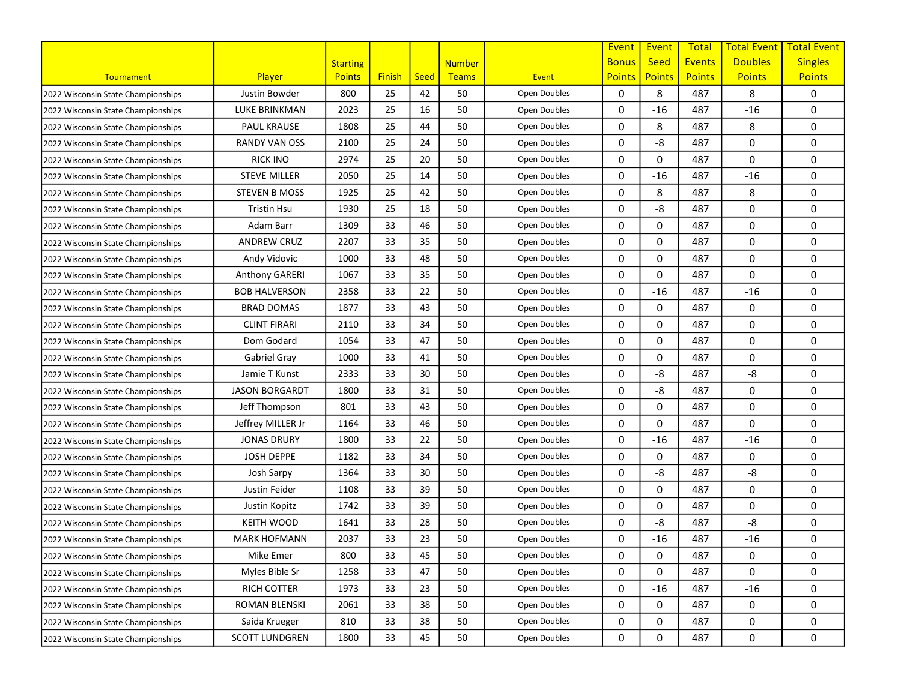| Tournament | Player | Starting Points | Finish | Seed | Number Teams | Event | Event Bonus Points | Event Seed Points | Total Events Points | Total Event Doubles Points | Total Event Singles Points |
|---|---|---|---|---|---|---|---|---|---|---|---|
| 2022 Wisconsin State Championships | Justin Bowder | 800 | 25 | 42 | 50 | Open Doubles | 0 | 8 | 487 | 8 | 0 |
| 2022 Wisconsin State Championships | LUKE BRINKMAN | 2023 | 25 | 16 | 50 | Open Doubles | 0 | -16 | 487 | -16 | 0 |
| 2022 Wisconsin State Championships | PAUL KRAUSE | 1808 | 25 | 44 | 50 | Open Doubles | 0 | 8 | 487 | 8 | 0 |
| 2022 Wisconsin State Championships | RANDY VAN OSS | 2100 | 25 | 24 | 50 | Open Doubles | 0 | -8 | 487 | 0 | 0 |
| 2022 Wisconsin State Championships | RICK INO | 2974 | 25 | 20 | 50 | Open Doubles | 0 | 0 | 487 | 0 | 0 |
| 2022 Wisconsin State Championships | STEVE MILLER | 2050 | 25 | 14 | 50 | Open Doubles | 0 | -16 | 487 | -16 | 0 |
| 2022 Wisconsin State Championships | STEVEN B MOSS | 1925 | 25 | 42 | 50 | Open Doubles | 0 | 8 | 487 | 8 | 0 |
| 2022 Wisconsin State Championships | Tristin Hsu | 1930 | 25 | 18 | 50 | Open Doubles | 0 | -8 | 487 | 0 | 0 |
| 2022 Wisconsin State Championships | Adam Barr | 1309 | 33 | 46 | 50 | Open Doubles | 0 | 0 | 487 | 0 | 0 |
| 2022 Wisconsin State Championships | ANDREW CRUZ | 2207 | 33 | 35 | 50 | Open Doubles | 0 | 0 | 487 | 0 | 0 |
| 2022 Wisconsin State Championships | Andy Vidovic | 1000 | 33 | 48 | 50 | Open Doubles | 0 | 0 | 487 | 0 | 0 |
| 2022 Wisconsin State Championships | Anthony GARERI | 1067 | 33 | 35 | 50 | Open Doubles | 0 | 0 | 487 | 0 | 0 |
| 2022 Wisconsin State Championships | BOB HALVERSON | 2358 | 33 | 22 | 50 | Open Doubles | 0 | -16 | 487 | -16 | 0 |
| 2022 Wisconsin State Championships | BRAD DOMAS | 1877 | 33 | 43 | 50 | Open Doubles | 0 | 0 | 487 | 0 | 0 |
| 2022 Wisconsin State Championships | CLINT FIRARI | 2110 | 33 | 34 | 50 | Open Doubles | 0 | 0 | 487 | 0 | 0 |
| 2022 Wisconsin State Championships | Dom Godard | 1054 | 33 | 47 | 50 | Open Doubles | 0 | 0 | 487 | 0 | 0 |
| 2022 Wisconsin State Championships | Gabriel Gray | 1000 | 33 | 41 | 50 | Open Doubles | 0 | 0 | 487 | 0 | 0 |
| 2022 Wisconsin State Championships | Jamie T Kunst | 2333 | 33 | 30 | 50 | Open Doubles | 0 | -8 | 487 | -8 | 0 |
| 2022 Wisconsin State Championships | JASON BORGARDT | 1800 | 33 | 31 | 50 | Open Doubles | 0 | -8 | 487 | 0 | 0 |
| 2022 Wisconsin State Championships | Jeff Thompson | 801 | 33 | 43 | 50 | Open Doubles | 0 | 0 | 487 | 0 | 0 |
| 2022 Wisconsin State Championships | Jeffrey MILLER Jr | 1164 | 33 | 46 | 50 | Open Doubles | 0 | 0 | 487 | 0 | 0 |
| 2022 Wisconsin State Championships | JONAS DRURY | 1800 | 33 | 22 | 50 | Open Doubles | 0 | -16 | 487 | -16 | 0 |
| 2022 Wisconsin State Championships | JOSH DEPPE | 1182 | 33 | 34 | 50 | Open Doubles | 0 | 0 | 487 | 0 | 0 |
| 2022 Wisconsin State Championships | Josh Sarpy | 1364 | 33 | 30 | 50 | Open Doubles | 0 | -8 | 487 | -8 | 0 |
| 2022 Wisconsin State Championships | Justin Feider | 1108 | 33 | 39 | 50 | Open Doubles | 0 | 0 | 487 | 0 | 0 |
| 2022 Wisconsin State Championships | Justin Kopitz | 1742 | 33 | 39 | 50 | Open Doubles | 0 | 0 | 487 | 0 | 0 |
| 2022 Wisconsin State Championships | KEITH WOOD | 1641 | 33 | 28 | 50 | Open Doubles | 0 | -8 | 487 | -8 | 0 |
| 2022 Wisconsin State Championships | MARK HOFMANN | 2037 | 33 | 23 | 50 | Open Doubles | 0 | -16 | 487 | -16 | 0 |
| 2022 Wisconsin State Championships | Mike Emer | 800 | 33 | 45 | 50 | Open Doubles | 0 | 0 | 487 | 0 | 0 |
| 2022 Wisconsin State Championships | Myles Bible Sr | 1258 | 33 | 47 | 50 | Open Doubles | 0 | 0 | 487 | 0 | 0 |
| 2022 Wisconsin State Championships | RICH COTTER | 1973 | 33 | 23 | 50 | Open Doubles | 0 | -16 | 487 | -16 | 0 |
| 2022 Wisconsin State Championships | ROMAN BLENSKI | 2061 | 33 | 38 | 50 | Open Doubles | 0 | 0 | 487 | 0 | 0 |
| 2022 Wisconsin State Championships | Saida Krueger | 810 | 33 | 38 | 50 | Open Doubles | 0 | 0 | 487 | 0 | 0 |
| 2022 Wisconsin State Championships | SCOTT LUNDGREN | 1800 | 33 | 45 | 50 | Open Doubles | 0 | 0 | 487 | 0 | 0 |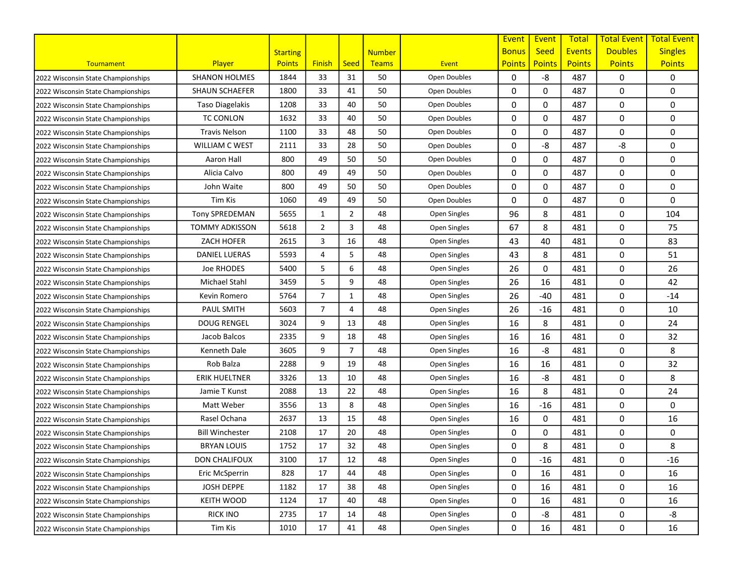| Tournament | Player | Starting Points | Finish | Seed | Number Teams | Event | Event Bonus Points | Event Seed Points | Total Events Points | Total Event Doubles Points | Total Event Singles Points |
|---|---|---|---|---|---|---|---|---|---|---|---|
| 2022 Wisconsin State Championships | SHANON HOLMES | 1844 | 33 | 31 | 50 | Open Doubles | 0 | -8 | 487 | 0 | 0 |
| 2022 Wisconsin State Championships | SHAUN SCHAEFER | 1800 | 33 | 41 | 50 | Open Doubles | 0 | 0 | 487 | 0 | 0 |
| 2022 Wisconsin State Championships | Taso Diagelakis | 1208 | 33 | 40 | 50 | Open Doubles | 0 | 0 | 487 | 0 | 0 |
| 2022 Wisconsin State Championships | TC CONLON | 1632 | 33 | 40 | 50 | Open Doubles | 0 | 0 | 487 | 0 | 0 |
| 2022 Wisconsin State Championships | Travis Nelson | 1100 | 33 | 48 | 50 | Open Doubles | 0 | 0 | 487 | 0 | 0 |
| 2022 Wisconsin State Championships | WILLIAM C WEST | 2111 | 33 | 28 | 50 | Open Doubles | 0 | -8 | 487 | -8 | 0 |
| 2022 Wisconsin State Championships | Aaron Hall | 800 | 49 | 50 | 50 | Open Doubles | 0 | 0 | 487 | 0 | 0 |
| 2022 Wisconsin State Championships | Alicia Calvo | 800 | 49 | 49 | 50 | Open Doubles | 0 | 0 | 487 | 0 | 0 |
| 2022 Wisconsin State Championships | John Waite | 800 | 49 | 50 | 50 | Open Doubles | 0 | 0 | 487 | 0 | 0 |
| 2022 Wisconsin State Championships | Tim Kis | 1060 | 49 | 49 | 50 | Open Doubles | 0 | 0 | 487 | 0 | 0 |
| 2022 Wisconsin State Championships | Tony SPREDEMAN | 5655 | 1 | 2 | 48 | Open Singles | 96 | 8 | 481 | 0 | 104 |
| 2022 Wisconsin State Championships | TOMMY ADKISSON | 5618 | 2 | 3 | 48 | Open Singles | 67 | 8 | 481 | 0 | 75 |
| 2022 Wisconsin State Championships | ZACH HOFER | 2615 | 3 | 16 | 48 | Open Singles | 43 | 40 | 481 | 0 | 83 |
| 2022 Wisconsin State Championships | DANIEL LUERAS | 5593 | 4 | 5 | 48 | Open Singles | 43 | 8 | 481 | 0 | 51 |
| 2022 Wisconsin State Championships | Joe RHODES | 5400 | 5 | 6 | 48 | Open Singles | 26 | 0 | 481 | 0 | 26 |
| 2022 Wisconsin State Championships | Michael Stahl | 3459 | 5 | 9 | 48 | Open Singles | 26 | 16 | 481 | 0 | 42 |
| 2022 Wisconsin State Championships | Kevin Romero | 5764 | 7 | 1 | 48 | Open Singles | 26 | -40 | 481 | 0 | -14 |
| 2022 Wisconsin State Championships | PAUL SMITH | 5603 | 7 | 4 | 48 | Open Singles | 26 | -16 | 481 | 0 | 10 |
| 2022 Wisconsin State Championships | DOUG RENGEL | 3024 | 9 | 13 | 48 | Open Singles | 16 | 8 | 481 | 0 | 24 |
| 2022 Wisconsin State Championships | Jacob Balcos | 2335 | 9 | 18 | 48 | Open Singles | 16 | 16 | 481 | 0 | 32 |
| 2022 Wisconsin State Championships | Kenneth Dale | 3605 | 9 | 7 | 48 | Open Singles | 16 | -8 | 481 | 0 | 8 |
| 2022 Wisconsin State Championships | Rob Balza | 2288 | 9 | 19 | 48 | Open Singles | 16 | 16 | 481 | 0 | 32 |
| 2022 Wisconsin State Championships | ERIK HUELTNER | 3326 | 13 | 10 | 48 | Open Singles | 16 | -8 | 481 | 0 | 8 |
| 2022 Wisconsin State Championships | Jamie T Kunst | 2088 | 13 | 22 | 48 | Open Singles | 16 | 8 | 481 | 0 | 24 |
| 2022 Wisconsin State Championships | Matt Weber | 3556 | 13 | 8 | 48 | Open Singles | 16 | -16 | 481 | 0 | 0 |
| 2022 Wisconsin State Championships | Rasel Ochana | 2637 | 13 | 15 | 48 | Open Singles | 16 | 0 | 481 | 0 | 16 |
| 2022 Wisconsin State Championships | Bill Winchester | 2108 | 17 | 20 | 48 | Open Singles | 0 | 0 | 481 | 0 | 0 |
| 2022 Wisconsin State Championships | BRYAN LOUIS | 1752 | 17 | 32 | 48 | Open Singles | 0 | 8 | 481 | 0 | 8 |
| 2022 Wisconsin State Championships | DON CHALIFOUX | 3100 | 17 | 12 | 48 | Open Singles | 0 | -16 | 481 | 0 | -16 |
| 2022 Wisconsin State Championships | Eric McSperrin | 828 | 17 | 44 | 48 | Open Singles | 0 | 16 | 481 | 0 | 16 |
| 2022 Wisconsin State Championships | JOSH DEPPE | 1182 | 17 | 38 | 48 | Open Singles | 0 | 16 | 481 | 0 | 16 |
| 2022 Wisconsin State Championships | KEITH WOOD | 1124 | 17 | 40 | 48 | Open Singles | 0 | 16 | 481 | 0 | 16 |
| 2022 Wisconsin State Championships | RICK INO | 2735 | 17 | 14 | 48 | Open Singles | 0 | -8 | 481 | 0 | -8 |
| 2022 Wisconsin State Championships | Tim Kis | 1010 | 17 | 41 | 48 | Open Singles | 0 | 16 | 481 | 0 | 16 |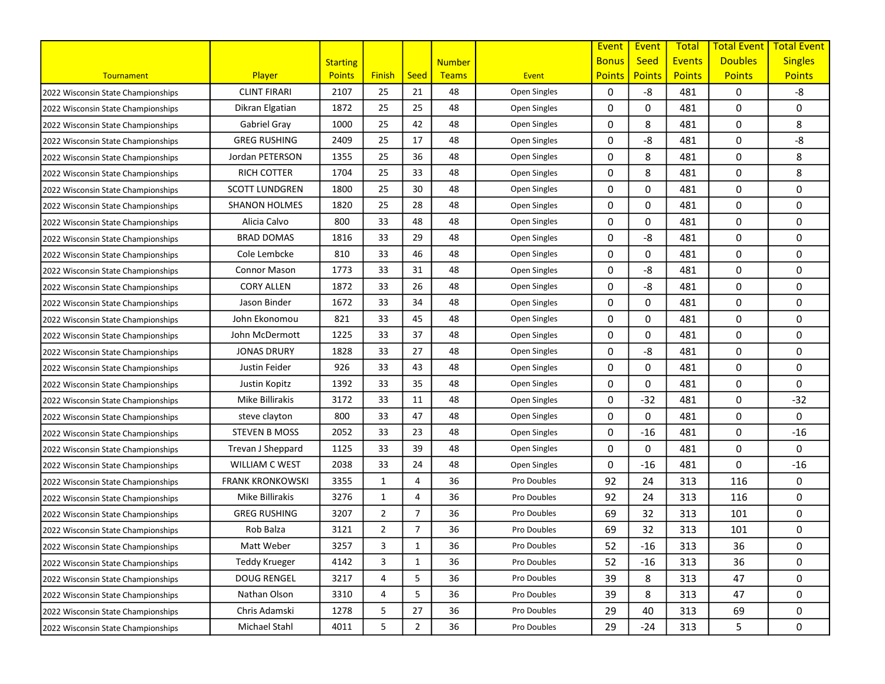| Tournament | Player | Starting Points | Finish | Seed | Number Teams | Event | Event Bonus Points | Event Seed Points | Total Events Points | Total Event Doubles Points | Total Event Singles Points |
|---|---|---|---|---|---|---|---|---|---|---|---|
| 2022 Wisconsin State Championships | CLINT FIRARI | 2107 | 25 | 21 | 48 | Open Singles | 0 | -8 | 481 | 0 | -8 |
| 2022 Wisconsin State Championships | Dikran Elgatian | 1872 | 25 | 25 | 48 | Open Singles | 0 | 0 | 481 | 0 | 0 |
| 2022 Wisconsin State Championships | Gabriel Gray | 1000 | 25 | 42 | 48 | Open Singles | 0 | 8 | 481 | 0 | 8 |
| 2022 Wisconsin State Championships | GREG RUSHING | 2409 | 25 | 17 | 48 | Open Singles | 0 | -8 | 481 | 0 | -8 |
| 2022 Wisconsin State Championships | Jordan PETERSON | 1355 | 25 | 36 | 48 | Open Singles | 0 | 8 | 481 | 0 | 8 |
| 2022 Wisconsin State Championships | RICH COTTER | 1704 | 25 | 33 | 48 | Open Singles | 0 | 8 | 481 | 0 | 8 |
| 2022 Wisconsin State Championships | SCOTT LUNDGREN | 1800 | 25 | 30 | 48 | Open Singles | 0 | 0 | 481 | 0 | 0 |
| 2022 Wisconsin State Championships | SHANON HOLMES | 1820 | 25 | 28 | 48 | Open Singles | 0 | 0 | 481 | 0 | 0 |
| 2022 Wisconsin State Championships | Alicia Calvo | 800 | 33 | 48 | 48 | Open Singles | 0 | 0 | 481 | 0 | 0 |
| 2022 Wisconsin State Championships | BRAD DOMAS | 1816 | 33 | 29 | 48 | Open Singles | 0 | -8 | 481 | 0 | 0 |
| 2022 Wisconsin State Championships | Cole Lembcke | 810 | 33 | 46 | 48 | Open Singles | 0 | 0 | 481 | 0 | 0 |
| 2022 Wisconsin State Championships | Connor Mason | 1773 | 33 | 31 | 48 | Open Singles | 0 | -8 | 481 | 0 | 0 |
| 2022 Wisconsin State Championships | CORY ALLEN | 1872 | 33 | 26 | 48 | Open Singles | 0 | -8 | 481 | 0 | 0 |
| 2022 Wisconsin State Championships | Jason Binder | 1672 | 33 | 34 | 48 | Open Singles | 0 | 0 | 481 | 0 | 0 |
| 2022 Wisconsin State Championships | John Ekonomou | 821 | 33 | 45 | 48 | Open Singles | 0 | 0 | 481 | 0 | 0 |
| 2022 Wisconsin State Championships | John McDermott | 1225 | 33 | 37 | 48 | Open Singles | 0 | 0 | 481 | 0 | 0 |
| 2022 Wisconsin State Championships | JONAS DRURY | 1828 | 33 | 27 | 48 | Open Singles | 0 | -8 | 481 | 0 | 0 |
| 2022 Wisconsin State Championships | Justin Feider | 926 | 33 | 43 | 48 | Open Singles | 0 | 0 | 481 | 0 | 0 |
| 2022 Wisconsin State Championships | Justin Kopitz | 1392 | 33 | 35 | 48 | Open Singles | 0 | 0 | 481 | 0 | 0 |
| 2022 Wisconsin State Championships | Mike Billirakis | 3172 | 33 | 11 | 48 | Open Singles | 0 | -32 | 481 | 0 | -32 |
| 2022 Wisconsin State Championships | steve clayton | 800 | 33 | 47 | 48 | Open Singles | 0 | 0 | 481 | 0 | 0 |
| 2022 Wisconsin State Championships | STEVEN B MOSS | 2052 | 33 | 23 | 48 | Open Singles | 0 | -16 | 481 | 0 | -16 |
| 2022 Wisconsin State Championships | Trevan J Sheppard | 1125 | 33 | 39 | 48 | Open Singles | 0 | 0 | 481 | 0 | 0 |
| 2022 Wisconsin State Championships | WILLIAM C WEST | 2038 | 33 | 24 | 48 | Open Singles | 0 | -16 | 481 | 0 | -16 |
| 2022 Wisconsin State Championships | FRANK KRONKOWSKI | 3355 | 1 | 4 | 36 | Pro Doubles | 92 | 24 | 313 | 116 | 0 |
| 2022 Wisconsin State Championships | Mike Billirakis | 3276 | 1 | 4 | 36 | Pro Doubles | 92 | 24 | 313 | 116 | 0 |
| 2022 Wisconsin State Championships | GREG RUSHING | 3207 | 2 | 7 | 36 | Pro Doubles | 69 | 32 | 313 | 101 | 0 |
| 2022 Wisconsin State Championships | Rob Balza | 3121 | 2 | 7 | 36 | Pro Doubles | 69 | 32 | 313 | 101 | 0 |
| 2022 Wisconsin State Championships | Matt Weber | 3257 | 3 | 1 | 36 | Pro Doubles | 52 | -16 | 313 | 36 | 0 |
| 2022 Wisconsin State Championships | Teddy Krueger | 4142 | 3 | 1 | 36 | Pro Doubles | 52 | -16 | 313 | 36 | 0 |
| 2022 Wisconsin State Championships | DOUG RENGEL | 3217 | 4 | 5 | 36 | Pro Doubles | 39 | 8 | 313 | 47 | 0 |
| 2022 Wisconsin State Championships | Nathan Olson | 3310 | 4 | 5 | 36 | Pro Doubles | 39 | 8 | 313 | 47 | 0 |
| 2022 Wisconsin State Championships | Chris Adamski | 1278 | 5 | 27 | 36 | Pro Doubles | 29 | 40 | 313 | 69 | 0 |
| 2022 Wisconsin State Championships | Michael Stahl | 4011 | 5 | 2 | 36 | Pro Doubles | 29 | -24 | 313 | 5 | 0 |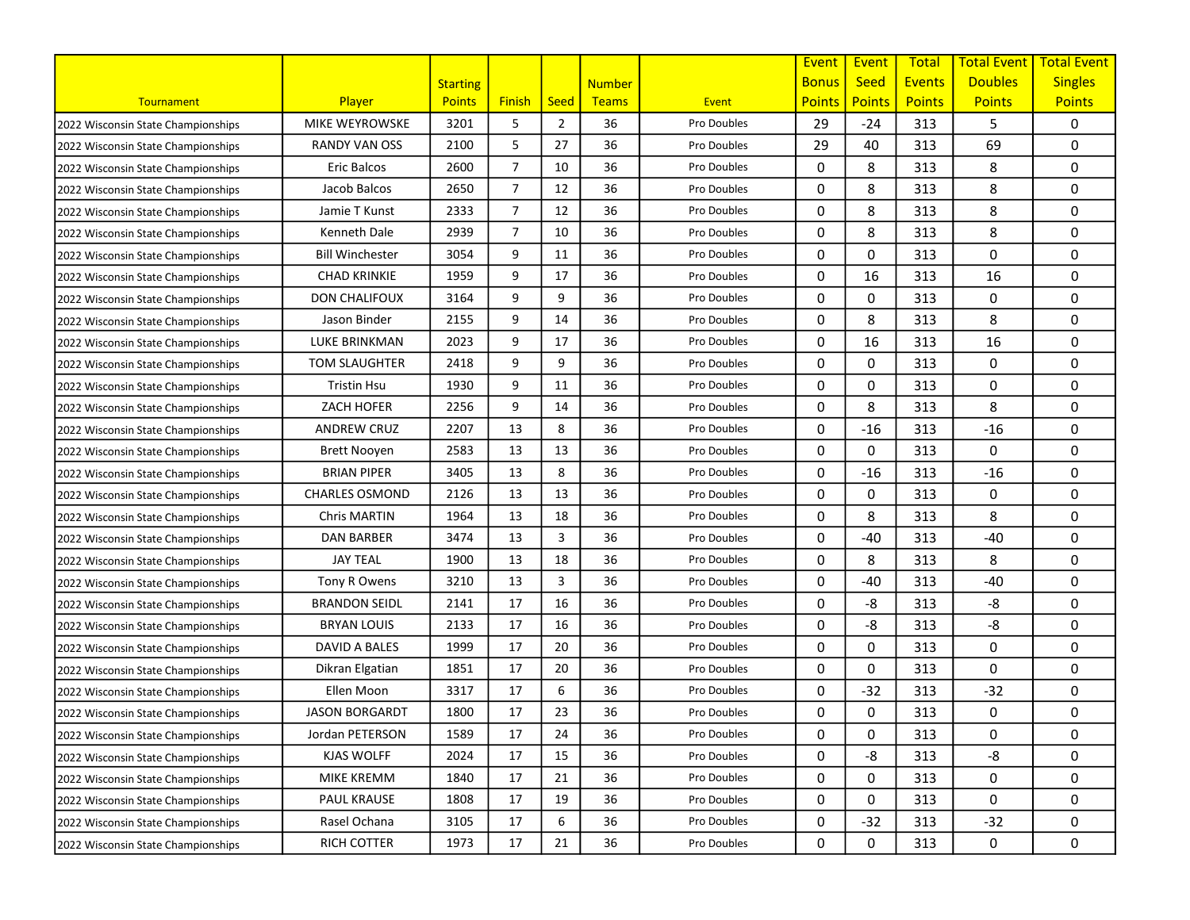| Tournament | Player | Starting Points | Finish | Seed | Number Teams | Event | Event Bonus Points | Event Seed Points | Total Events Points | Total Event Doubles Points | Total Event Singles Points |
|---|---|---|---|---|---|---|---|---|---|---|---|
| 2022 Wisconsin State Championships | MIKE WEYROWSKE | 3201 | 5 | 2 | 36 | Pro Doubles | 29 | -24 | 313 | 5 | 0 |
| 2022 Wisconsin State Championships | RANDY VAN OSS | 2100 | 5 | 27 | 36 | Pro Doubles | 29 | 40 | 313 | 69 | 0 |
| 2022 Wisconsin State Championships | Eric Balcos | 2600 | 7 | 10 | 36 | Pro Doubles | 0 | 8 | 313 | 8 | 0 |
| 2022 Wisconsin State Championships | Jacob Balcos | 2650 | 7 | 12 | 36 | Pro Doubles | 0 | 8 | 313 | 8 | 0 |
| 2022 Wisconsin State Championships | Jamie T Kunst | 2333 | 7 | 12 | 36 | Pro Doubles | 0 | 8 | 313 | 8 | 0 |
| 2022 Wisconsin State Championships | Kenneth Dale | 2939 | 7 | 10 | 36 | Pro Doubles | 0 | 8 | 313 | 8 | 0 |
| 2022 Wisconsin State Championships | Bill Winchester | 3054 | 9 | 11 | 36 | Pro Doubles | 0 | 0 | 313 | 0 | 0 |
| 2022 Wisconsin State Championships | CHAD KRINKIE | 1959 | 9 | 17 | 36 | Pro Doubles | 0 | 16 | 313 | 16 | 0 |
| 2022 Wisconsin State Championships | DON CHALIFOUX | 3164 | 9 | 9 | 36 | Pro Doubles | 0 | 0 | 313 | 0 | 0 |
| 2022 Wisconsin State Championships | Jason Binder | 2155 | 9 | 14 | 36 | Pro Doubles | 0 | 8 | 313 | 8 | 0 |
| 2022 Wisconsin State Championships | LUKE BRINKMAN | 2023 | 9 | 17 | 36 | Pro Doubles | 0 | 16 | 313 | 16 | 0 |
| 2022 Wisconsin State Championships | TOM SLAUGHTER | 2418 | 9 | 9 | 36 | Pro Doubles | 0 | 0 | 313 | 0 | 0 |
| 2022 Wisconsin State Championships | Tristin Hsu | 1930 | 9 | 11 | 36 | Pro Doubles | 0 | 0 | 313 | 0 | 0 |
| 2022 Wisconsin State Championships | ZACH HOFER | 2256 | 9 | 14 | 36 | Pro Doubles | 0 | 8 | 313 | 8 | 0 |
| 2022 Wisconsin State Championships | ANDREW CRUZ | 2207 | 13 | 8 | 36 | Pro Doubles | 0 | -16 | 313 | -16 | 0 |
| 2022 Wisconsin State Championships | Brett Nooyen | 2583 | 13 | 13 | 36 | Pro Doubles | 0 | 0 | 313 | 0 | 0 |
| 2022 Wisconsin State Championships | BRIAN PIPER | 3405 | 13 | 8 | 36 | Pro Doubles | 0 | -16 | 313 | -16 | 0 |
| 2022 Wisconsin State Championships | CHARLES OSMOND | 2126 | 13 | 13 | 36 | Pro Doubles | 0 | 0 | 313 | 0 | 0 |
| 2022 Wisconsin State Championships | Chris MARTIN | 1964 | 13 | 18 | 36 | Pro Doubles | 0 | 8 | 313 | 8 | 0 |
| 2022 Wisconsin State Championships | DAN BARBER | 3474 | 13 | 3 | 36 | Pro Doubles | 0 | -40 | 313 | -40 | 0 |
| 2022 Wisconsin State Championships | JAY TEAL | 1900 | 13 | 18 | 36 | Pro Doubles | 0 | 8 | 313 | 8 | 0 |
| 2022 Wisconsin State Championships | Tony R Owens | 3210 | 13 | 3 | 36 | Pro Doubles | 0 | -40 | 313 | -40 | 0 |
| 2022 Wisconsin State Championships | BRANDON SEIDL | 2141 | 17 | 16 | 36 | Pro Doubles | 0 | -8 | 313 | -8 | 0 |
| 2022 Wisconsin State Championships | BRYAN LOUIS | 2133 | 17 | 16 | 36 | Pro Doubles | 0 | -8 | 313 | -8 | 0 |
| 2022 Wisconsin State Championships | DAVID A BALES | 1999 | 17 | 20 | 36 | Pro Doubles | 0 | 0 | 313 | 0 | 0 |
| 2022 Wisconsin State Championships | Dikran Elgatian | 1851 | 17 | 20 | 36 | Pro Doubles | 0 | 0 | 313 | 0 | 0 |
| 2022 Wisconsin State Championships | Ellen Moon | 3317 | 17 | 6 | 36 | Pro Doubles | 0 | -32 | 313 | -32 | 0 |
| 2022 Wisconsin State Championships | JASON BORGARDT | 1800 | 17 | 23 | 36 | Pro Doubles | 0 | 0 | 313 | 0 | 0 |
| 2022 Wisconsin State Championships | Jordan PETERSON | 1589 | 17 | 24 | 36 | Pro Doubles | 0 | 0 | 313 | 0 | 0 |
| 2022 Wisconsin State Championships | KJAS WOLFF | 2024 | 17 | 15 | 36 | Pro Doubles | 0 | -8 | 313 | -8 | 0 |
| 2022 Wisconsin State Championships | MIKE KREMM | 1840 | 17 | 21 | 36 | Pro Doubles | 0 | 0 | 313 | 0 | 0 |
| 2022 Wisconsin State Championships | PAUL KRAUSE | 1808 | 17 | 19 | 36 | Pro Doubles | 0 | 0 | 313 | 0 | 0 |
| 2022 Wisconsin State Championships | Rasel Ochana | 3105 | 17 | 6 | 36 | Pro Doubles | 0 | -32 | 313 | -32 | 0 |
| 2022 Wisconsin State Championships | RICH COTTER | 1973 | 17 | 21 | 36 | Pro Doubles | 0 | 0 | 313 | 0 | 0 |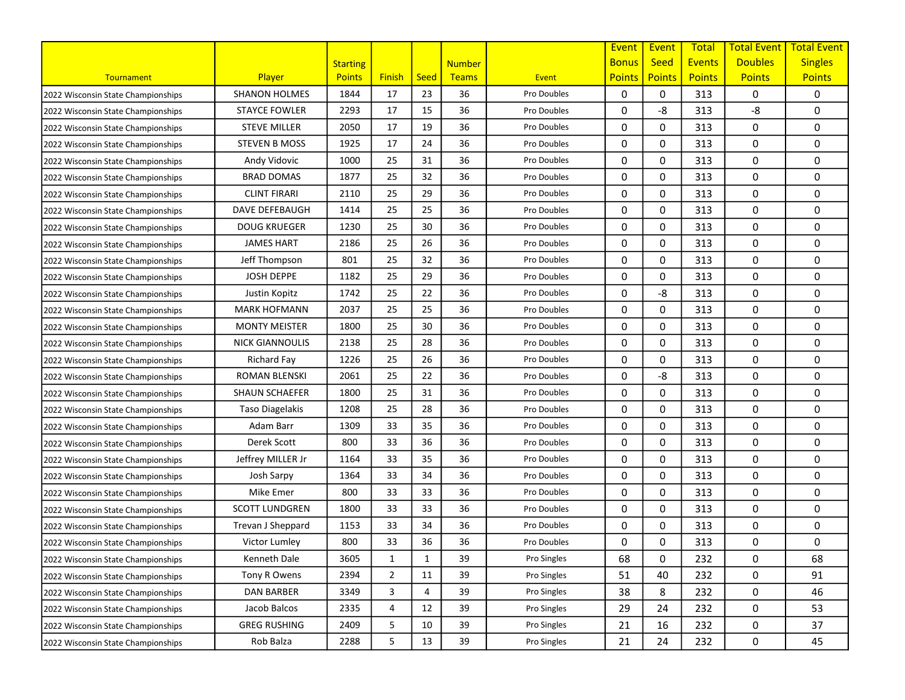| Tournament | Player | Starting Points | Finish | Seed | Number Teams | Event | Event Bonus Points | Event Seed Points | Total Events Points | Total Event Doubles Points | Total Event Singles Points |
|---|---|---|---|---|---|---|---|---|---|---|---|
| 2022 Wisconsin State Championships | SHANON HOLMES | 1844 | 17 | 23 | 36 | Pro Doubles | 0 | 0 | 313 | 0 | 0 |
| 2022 Wisconsin State Championships | STAYCE FOWLER | 2293 | 17 | 15 | 36 | Pro Doubles | 0 | -8 | 313 | -8 | 0 |
| 2022 Wisconsin State Championships | STEVE MILLER | 2050 | 17 | 19 | 36 | Pro Doubles | 0 | 0 | 313 | 0 | 0 |
| 2022 Wisconsin State Championships | STEVEN B MOSS | 1925 | 17 | 24 | 36 | Pro Doubles | 0 | 0 | 313 | 0 | 0 |
| 2022 Wisconsin State Championships | Andy Vidovic | 1000 | 25 | 31 | 36 | Pro Doubles | 0 | 0 | 313 | 0 | 0 |
| 2022 Wisconsin State Championships | BRAD DOMAS | 1877 | 25 | 32 | 36 | Pro Doubles | 0 | 0 | 313 | 0 | 0 |
| 2022 Wisconsin State Championships | CLINT FIRARI | 2110 | 25 | 29 | 36 | Pro Doubles | 0 | 0 | 313 | 0 | 0 |
| 2022 Wisconsin State Championships | DAVE DEFEBAUGH | 1414 | 25 | 25 | 36 | Pro Doubles | 0 | 0 | 313 | 0 | 0 |
| 2022 Wisconsin State Championships | DOUG KRUEGER | 1230 | 25 | 30 | 36 | Pro Doubles | 0 | 0 | 313 | 0 | 0 |
| 2022 Wisconsin State Championships | JAMES HART | 2186 | 25 | 26 | 36 | Pro Doubles | 0 | 0 | 313 | 0 | 0 |
| 2022 Wisconsin State Championships | Jeff Thompson | 801 | 25 | 32 | 36 | Pro Doubles | 0 | 0 | 313 | 0 | 0 |
| 2022 Wisconsin State Championships | JOSH DEPPE | 1182 | 25 | 29 | 36 | Pro Doubles | 0 | 0 | 313 | 0 | 0 |
| 2022 Wisconsin State Championships | Justin Kopitz | 1742 | 25 | 22 | 36 | Pro Doubles | 0 | -8 | 313 | 0 | 0 |
| 2022 Wisconsin State Championships | MARK HOFMANN | 2037 | 25 | 25 | 36 | Pro Doubles | 0 | 0 | 313 | 0 | 0 |
| 2022 Wisconsin State Championships | MONTY MEISTER | 1800 | 25 | 30 | 36 | Pro Doubles | 0 | 0 | 313 | 0 | 0 |
| 2022 Wisconsin State Championships | NICK GIANNOULIS | 2138 | 25 | 28 | 36 | Pro Doubles | 0 | 0 | 313 | 0 | 0 |
| 2022 Wisconsin State Championships | Richard Fay | 1226 | 25 | 26 | 36 | Pro Doubles | 0 | 0 | 313 | 0 | 0 |
| 2022 Wisconsin State Championships | ROMAN BLENSKI | 2061 | 25 | 22 | 36 | Pro Doubles | 0 | -8 | 313 | 0 | 0 |
| 2022 Wisconsin State Championships | SHAUN SCHAEFER | 1800 | 25 | 31 | 36 | Pro Doubles | 0 | 0 | 313 | 0 | 0 |
| 2022 Wisconsin State Championships | Taso Diagelakis | 1208 | 25 | 28 | 36 | Pro Doubles | 0 | 0 | 313 | 0 | 0 |
| 2022 Wisconsin State Championships | Adam Barr | 1309 | 33 | 35 | 36 | Pro Doubles | 0 | 0 | 313 | 0 | 0 |
| 2022 Wisconsin State Championships | Derek Scott | 800 | 33 | 36 | 36 | Pro Doubles | 0 | 0 | 313 | 0 | 0 |
| 2022 Wisconsin State Championships | Jeffrey MILLER Jr | 1164 | 33 | 35 | 36 | Pro Doubles | 0 | 0 | 313 | 0 | 0 |
| 2022 Wisconsin State Championships | Josh Sarpy | 1364 | 33 | 34 | 36 | Pro Doubles | 0 | 0 | 313 | 0 | 0 |
| 2022 Wisconsin State Championships | Mike Emer | 800 | 33 | 33 | 36 | Pro Doubles | 0 | 0 | 313 | 0 | 0 |
| 2022 Wisconsin State Championships | SCOTT LUNDGREN | 1800 | 33 | 33 | 36 | Pro Doubles | 0 | 0 | 313 | 0 | 0 |
| 2022 Wisconsin State Championships | Trevan J Sheppard | 1153 | 33 | 34 | 36 | Pro Doubles | 0 | 0 | 313 | 0 | 0 |
| 2022 Wisconsin State Championships | Victor Lumley | 800 | 33 | 36 | 36 | Pro Doubles | 0 | 0 | 313 | 0 | 0 |
| 2022 Wisconsin State Championships | Kenneth Dale | 3605 | 1 | 1 | 39 | Pro Singles | 68 | 0 | 232 | 0 | 68 |
| 2022 Wisconsin State Championships | Tony R Owens | 2394 | 2 | 11 | 39 | Pro Singles | 51 | 40 | 232 | 0 | 91 |
| 2022 Wisconsin State Championships | DAN BARBER | 3349 | 3 | 4 | 39 | Pro Singles | 38 | 8 | 232 | 0 | 46 |
| 2022 Wisconsin State Championships | Jacob Balcos | 2335 | 4 | 12 | 39 | Pro Singles | 29 | 24 | 232 | 0 | 53 |
| 2022 Wisconsin State Championships | GREG RUSHING | 2409 | 5 | 10 | 39 | Pro Singles | 21 | 16 | 232 | 0 | 37 |
| 2022 Wisconsin State Championships | Rob Balza | 2288 | 5 | 13 | 39 | Pro Singles | 21 | 24 | 232 | 0 | 45 |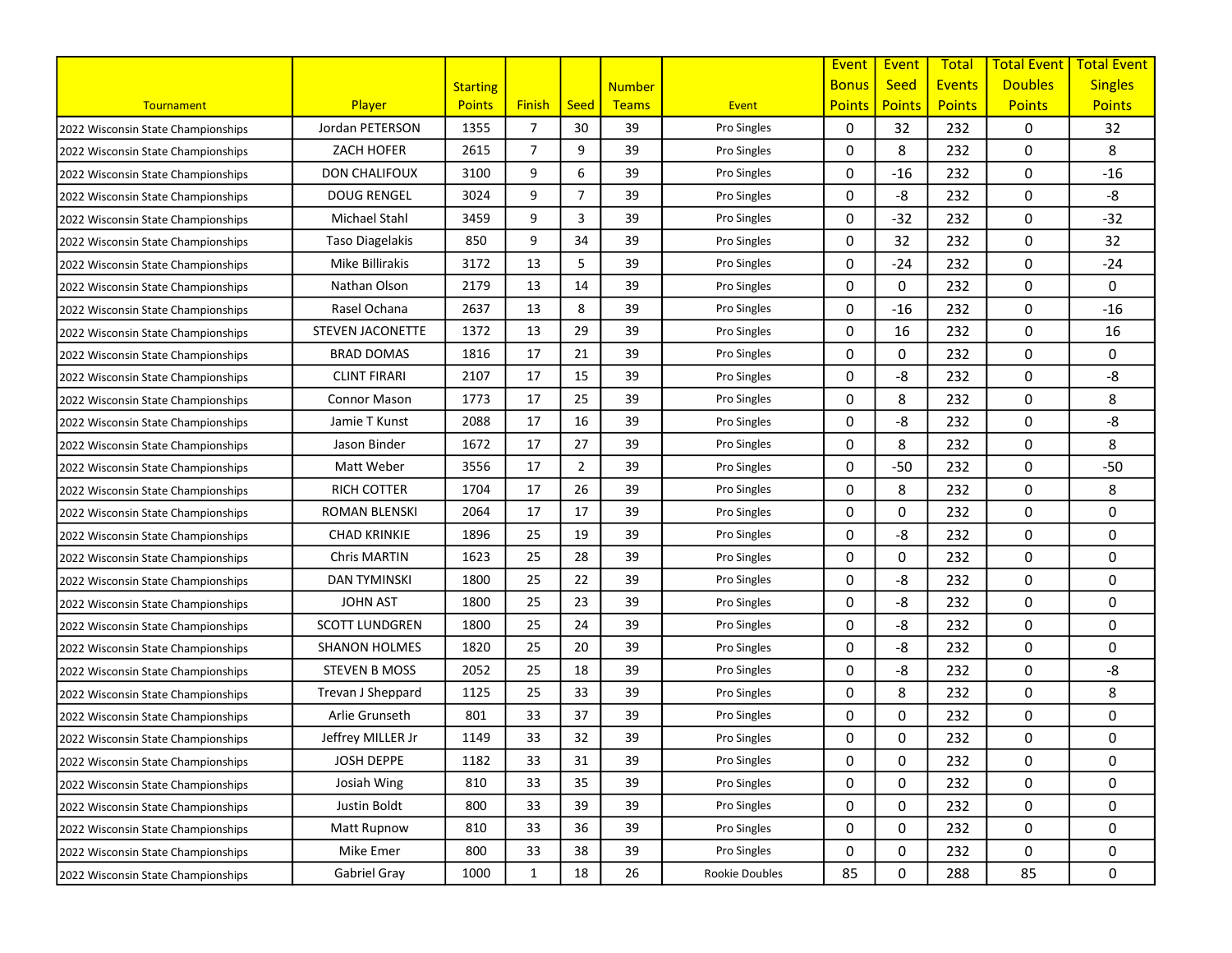| Tournament | Player | Starting Points | Finish | Seed | Number Teams | Event | Event Bonus Points | Event Seed Points | Total Events Points | Total Event Doubles Points | Total Event Singles Points |
|---|---|---|---|---|---|---|---|---|---|---|---|
| 2022 Wisconsin State Championships | Jordan PETERSON | 1355 | 7 | 30 | 39 | Pro Singles | 0 | 32 | 232 | 0 | 32 |
| 2022 Wisconsin State Championships | ZACH HOFER | 2615 | 7 | 9 | 39 | Pro Singles | 0 | 8 | 232 | 0 | 8 |
| 2022 Wisconsin State Championships | DON CHALIFOUX | 3100 | 9 | 6 | 39 | Pro Singles | 0 | -16 | 232 | 0 | -16 |
| 2022 Wisconsin State Championships | DOUG RENGEL | 3024 | 9 | 7 | 39 | Pro Singles | 0 | -8 | 232 | 0 | -8 |
| 2022 Wisconsin State Championships | Michael Stahl | 3459 | 9 | 3 | 39 | Pro Singles | 0 | -32 | 232 | 0 | -32 |
| 2022 Wisconsin State Championships | Taso Diagelakis | 850 | 9 | 34 | 39 | Pro Singles | 0 | 32 | 232 | 0 | 32 |
| 2022 Wisconsin State Championships | Mike Billirakis | 3172 | 13 | 5 | 39 | Pro Singles | 0 | -24 | 232 | 0 | -24 |
| 2022 Wisconsin State Championships | Nathan Olson | 2179 | 13 | 14 | 39 | Pro Singles | 0 | 0 | 232 | 0 | 0 |
| 2022 Wisconsin State Championships | Rasel Ochana | 2637 | 13 | 8 | 39 | Pro Singles | 0 | -16 | 232 | 0 | -16 |
| 2022 Wisconsin State Championships | STEVEN JACONETTE | 1372 | 13 | 29 | 39 | Pro Singles | 0 | 16 | 232 | 0 | 16 |
| 2022 Wisconsin State Championships | BRAD DOMAS | 1816 | 17 | 21 | 39 | Pro Singles | 0 | 0 | 232 | 0 | 0 |
| 2022 Wisconsin State Championships | CLINT FIRARI | 2107 | 17 | 15 | 39 | Pro Singles | 0 | -8 | 232 | 0 | -8 |
| 2022 Wisconsin State Championships | Connor Mason | 1773 | 17 | 25 | 39 | Pro Singles | 0 | 8 | 232 | 0 | 8 |
| 2022 Wisconsin State Championships | Jamie T Kunst | 2088 | 17 | 16 | 39 | Pro Singles | 0 | -8 | 232 | 0 | -8 |
| 2022 Wisconsin State Championships | Jason Binder | 1672 | 17 | 27 | 39 | Pro Singles | 0 | 8 | 232 | 0 | 8 |
| 2022 Wisconsin State Championships | Matt Weber | 3556 | 17 | 2 | 39 | Pro Singles | 0 | -50 | 232 | 0 | -50 |
| 2022 Wisconsin State Championships | RICH COTTER | 1704 | 17 | 26 | 39 | Pro Singles | 0 | 8 | 232 | 0 | 8 |
| 2022 Wisconsin State Championships | ROMAN BLENSKI | 2064 | 17 | 17 | 39 | Pro Singles | 0 | 0 | 232 | 0 | 0 |
| 2022 Wisconsin State Championships | CHAD KRINKIE | 1896 | 25 | 19 | 39 | Pro Singles | 0 | -8 | 232 | 0 | 0 |
| 2022 Wisconsin State Championships | Chris MARTIN | 1623 | 25 | 28 | 39 | Pro Singles | 0 | 0 | 232 | 0 | 0 |
| 2022 Wisconsin State Championships | DAN TYMINSKI | 1800 | 25 | 22 | 39 | Pro Singles | 0 | -8 | 232 | 0 | 0 |
| 2022 Wisconsin State Championships | JOHN AST | 1800 | 25 | 23 | 39 | Pro Singles | 0 | -8 | 232 | 0 | 0 |
| 2022 Wisconsin State Championships | SCOTT LUNDGREN | 1800 | 25 | 24 | 39 | Pro Singles | 0 | -8 | 232 | 0 | 0 |
| 2022 Wisconsin State Championships | SHANON HOLMES | 1820 | 25 | 20 | 39 | Pro Singles | 0 | -8 | 232 | 0 | 0 |
| 2022 Wisconsin State Championships | STEVEN B MOSS | 2052 | 25 | 18 | 39 | Pro Singles | 0 | -8 | 232 | 0 | -8 |
| 2022 Wisconsin State Championships | Trevan J Sheppard | 1125 | 25 | 33 | 39 | Pro Singles | 0 | 8 | 232 | 0 | 8 |
| 2022 Wisconsin State Championships | Arlie Grunseth | 801 | 33 | 37 | 39 | Pro Singles | 0 | 0 | 232 | 0 | 0 |
| 2022 Wisconsin State Championships | Jeffrey MILLER Jr | 1149 | 33 | 32 | 39 | Pro Singles | 0 | 0 | 232 | 0 | 0 |
| 2022 Wisconsin State Championships | JOSH DEPPE | 1182 | 33 | 31 | 39 | Pro Singles | 0 | 0 | 232 | 0 | 0 |
| 2022 Wisconsin State Championships | Josiah Wing | 810 | 33 | 35 | 39 | Pro Singles | 0 | 0 | 232 | 0 | 0 |
| 2022 Wisconsin State Championships | Justin Boldt | 800 | 33 | 39 | 39 | Pro Singles | 0 | 0 | 232 | 0 | 0 |
| 2022 Wisconsin State Championships | Matt Rupnow | 810 | 33 | 36 | 39 | Pro Singles | 0 | 0 | 232 | 0 | 0 |
| 2022 Wisconsin State Championships | Mike Emer | 800 | 33 | 38 | 39 | Pro Singles | 0 | 0 | 232 | 0 | 0 |
| 2022 Wisconsin State Championships | Gabriel Gray | 1000 | 1 | 18 | 26 | Rookie Doubles | 85 | 0 | 288 | 85 | 0 |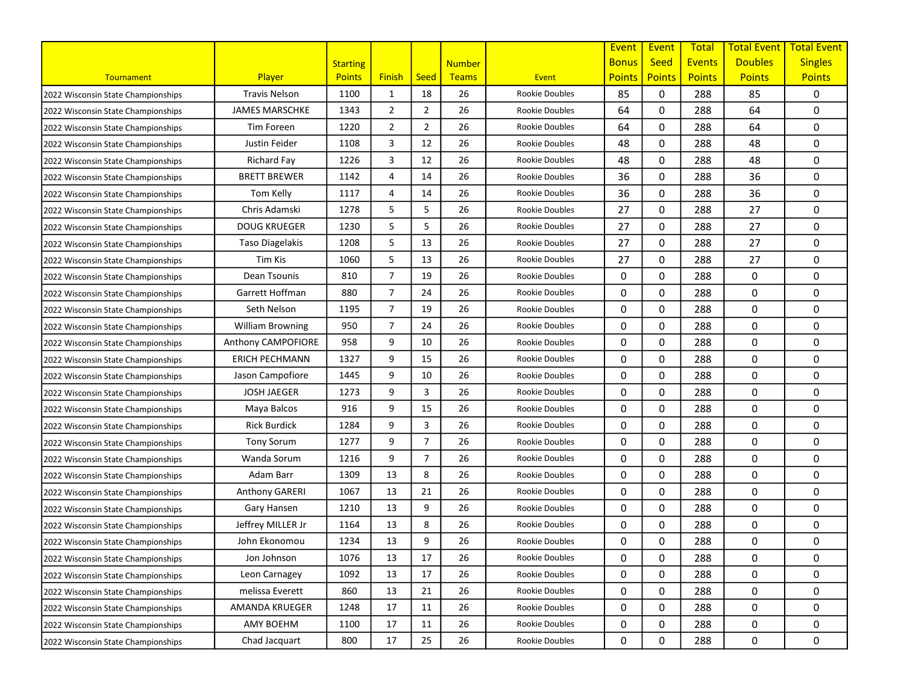| Tournament | Player | Starting Points | Finish | Seed | Number Teams | Event | Event Bonus Points | Event Seed Points | Total Events Points | Total Event Doubles Points | Total Event Singles Points |
|---|---|---|---|---|---|---|---|---|---|---|---|
| 2022 Wisconsin State Championships | Travis Nelson | 1100 | 1 | 18 | 26 | Rookie Doubles | 85 | 0 | 288 | 85 | 0 |
| 2022 Wisconsin State Championships | JAMES MARSCHKE | 1343 | 2 | 2 | 26 | Rookie Doubles | 64 | 0 | 288 | 64 | 0 |
| 2022 Wisconsin State Championships | Tim Foreen | 1220 | 2 | 2 | 26 | Rookie Doubles | 64 | 0 | 288 | 64 | 0 |
| 2022 Wisconsin State Championships | Justin Feider | 1108 | 3 | 12 | 26 | Rookie Doubles | 48 | 0 | 288 | 48 | 0 |
| 2022 Wisconsin State Championships | Richard Fay | 1226 | 3 | 12 | 26 | Rookie Doubles | 48 | 0 | 288 | 48 | 0 |
| 2022 Wisconsin State Championships | BRETT BREWER | 1142 | 4 | 14 | 26 | Rookie Doubles | 36 | 0 | 288 | 36 | 0 |
| 2022 Wisconsin State Championships | Tom Kelly | 1117 | 4 | 14 | 26 | Rookie Doubles | 36 | 0 | 288 | 36 | 0 |
| 2022 Wisconsin State Championships | Chris Adamski | 1278 | 5 | 5 | 26 | Rookie Doubles | 27 | 0 | 288 | 27 | 0 |
| 2022 Wisconsin State Championships | DOUG KRUEGER | 1230 | 5 | 5 | 26 | Rookie Doubles | 27 | 0 | 288 | 27 | 0 |
| 2022 Wisconsin State Championships | Taso Diagelakis | 1208 | 5 | 13 | 26 | Rookie Doubles | 27 | 0 | 288 | 27 | 0 |
| 2022 Wisconsin State Championships | Tim Kis | 1060 | 5 | 13 | 26 | Rookie Doubles | 27 | 0 | 288 | 27 | 0 |
| 2022 Wisconsin State Championships | Dean Tsounis | 810 | 7 | 19 | 26 | Rookie Doubles | 0 | 0 | 288 | 0 | 0 |
| 2022 Wisconsin State Championships | Garrett Hoffman | 880 | 7 | 24 | 26 | Rookie Doubles | 0 | 0 | 288 | 0 | 0 |
| 2022 Wisconsin State Championships | Seth Nelson | 1195 | 7 | 19 | 26 | Rookie Doubles | 0 | 0 | 288 | 0 | 0 |
| 2022 Wisconsin State Championships | William Browning | 950 | 7 | 24 | 26 | Rookie Doubles | 0 | 0 | 288 | 0 | 0 |
| 2022 Wisconsin State Championships | Anthony CAMPOFIORE | 958 | 9 | 10 | 26 | Rookie Doubles | 0 | 0 | 288 | 0 | 0 |
| 2022 Wisconsin State Championships | ERICH PECHMANN | 1327 | 9 | 15 | 26 | Rookie Doubles | 0 | 0 | 288 | 0 | 0 |
| 2022 Wisconsin State Championships | Jason Campofiore | 1445 | 9 | 10 | 26 | Rookie Doubles | 0 | 0 | 288 | 0 | 0 |
| 2022 Wisconsin State Championships | JOSH JAEGER | 1273 | 9 | 3 | 26 | Rookie Doubles | 0 | 0 | 288 | 0 | 0 |
| 2022 Wisconsin State Championships | Maya Balcos | 916 | 9 | 15 | 26 | Rookie Doubles | 0 | 0 | 288 | 0 | 0 |
| 2022 Wisconsin State Championships | Rick Burdick | 1284 | 9 | 3 | 26 | Rookie Doubles | 0 | 0 | 288 | 0 | 0 |
| 2022 Wisconsin State Championships | Tony Sorum | 1277 | 9 | 7 | 26 | Rookie Doubles | 0 | 0 | 288 | 0 | 0 |
| 2022 Wisconsin State Championships | Wanda Sorum | 1216 | 9 | 7 | 26 | Rookie Doubles | 0 | 0 | 288 | 0 | 0 |
| 2022 Wisconsin State Championships | Adam Barr | 1309 | 13 | 8 | 26 | Rookie Doubles | 0 | 0 | 288 | 0 | 0 |
| 2022 Wisconsin State Championships | Anthony GARERI | 1067 | 13 | 21 | 26 | Rookie Doubles | 0 | 0 | 288 | 0 | 0 |
| 2022 Wisconsin State Championships | Gary Hansen | 1210 | 13 | 9 | 26 | Rookie Doubles | 0 | 0 | 288 | 0 | 0 |
| 2022 Wisconsin State Championships | Jeffrey MILLER Jr | 1164 | 13 | 8 | 26 | Rookie Doubles | 0 | 0 | 288 | 0 | 0 |
| 2022 Wisconsin State Championships | John Ekonomou | 1234 | 13 | 9 | 26 | Rookie Doubles | 0 | 0 | 288 | 0 | 0 |
| 2022 Wisconsin State Championships | Jon Johnson | 1076 | 13 | 17 | 26 | Rookie Doubles | 0 | 0 | 288 | 0 | 0 |
| 2022 Wisconsin State Championships | Leon Carnagey | 1092 | 13 | 17 | 26 | Rookie Doubles | 0 | 0 | 288 | 0 | 0 |
| 2022 Wisconsin State Championships | melissa Everett | 860 | 13 | 21 | 26 | Rookie Doubles | 0 | 0 | 288 | 0 | 0 |
| 2022 Wisconsin State Championships | AMANDA KRUEGER | 1248 | 17 | 11 | 26 | Rookie Doubles | 0 | 0 | 288 | 0 | 0 |
| 2022 Wisconsin State Championships | AMY BOEHM | 1100 | 17 | 11 | 26 | Rookie Doubles | 0 | 0 | 288 | 0 | 0 |
| 2022 Wisconsin State Championships | Chad Jacquart | 800 | 17 | 25 | 26 | Rookie Doubles | 0 | 0 | 288 | 0 | 0 |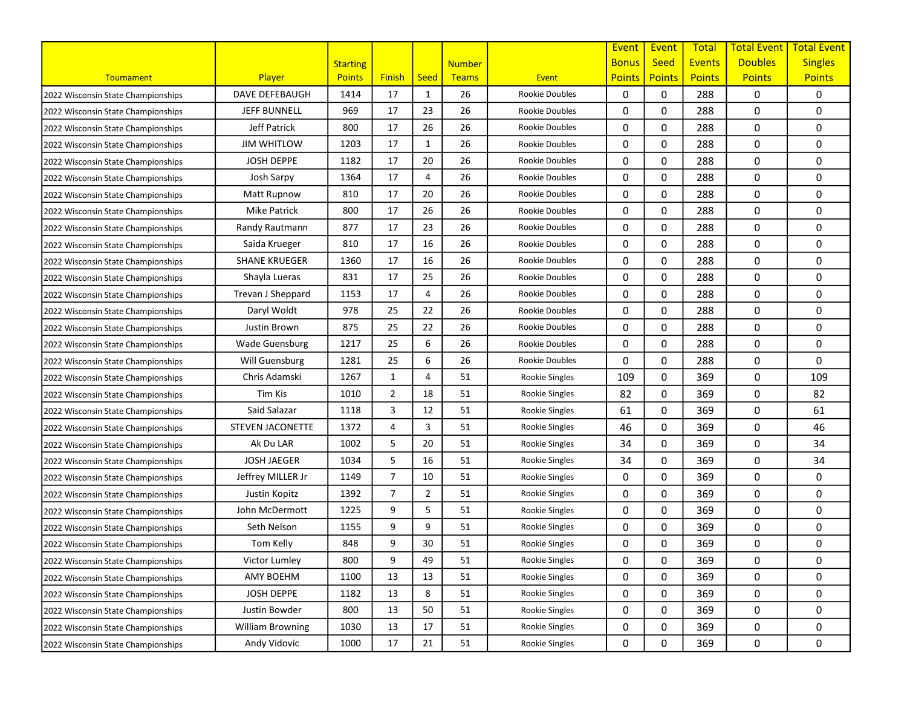| Tournament | Player | Starting Points | Finish | Seed | Number Teams | Event | Event Bonus Points | Event Seed Points | Total Events Points | Total Event Doubles Points | Total Event Singles Points |
|---|---|---|---|---|---|---|---|---|---|---|---|
| 2022 Wisconsin State Championships | DAVE DEFEBAUGH | 1414 | 17 | 1 | 26 | Rookie Doubles | 0 | 0 | 288 | 0 | 0 |
| 2022 Wisconsin State Championships | JEFF BUNNELL | 969 | 17 | 23 | 26 | Rookie Doubles | 0 | 0 | 288 | 0 | 0 |
| 2022 Wisconsin State Championships | Jeff Patrick | 800 | 17 | 26 | 26 | Rookie Doubles | 0 | 0 | 288 | 0 | 0 |
| 2022 Wisconsin State Championships | JIM WHITLOW | 1203 | 17 | 1 | 26 | Rookie Doubles | 0 | 0 | 288 | 0 | 0 |
| 2022 Wisconsin State Championships | JOSH DEPPE | 1182 | 17 | 20 | 26 | Rookie Doubles | 0 | 0 | 288 | 0 | 0 |
| 2022 Wisconsin State Championships | Josh Sarpy | 1364 | 17 | 4 | 26 | Rookie Doubles | 0 | 0 | 288 | 0 | 0 |
| 2022 Wisconsin State Championships | Matt Rupnow | 810 | 17 | 20 | 26 | Rookie Doubles | 0 | 0 | 288 | 0 | 0 |
| 2022 Wisconsin State Championships | Mike Patrick | 800 | 17 | 26 | 26 | Rookie Doubles | 0 | 0 | 288 | 0 | 0 |
| 2022 Wisconsin State Championships | Randy Rautmann | 877 | 17 | 23 | 26 | Rookie Doubles | 0 | 0 | 288 | 0 | 0 |
| 2022 Wisconsin State Championships | Saida Krueger | 810 | 17 | 16 | 26 | Rookie Doubles | 0 | 0 | 288 | 0 | 0 |
| 2022 Wisconsin State Championships | SHANE KRUEGER | 1360 | 17 | 16 | 26 | Rookie Doubles | 0 | 0 | 288 | 0 | 0 |
| 2022 Wisconsin State Championships | Shayla Lueras | 831 | 17 | 25 | 26 | Rookie Doubles | 0 | 0 | 288 | 0 | 0 |
| 2022 Wisconsin State Championships | Trevan J Sheppard | 1153 | 17 | 4 | 26 | Rookie Doubles | 0 | 0 | 288 | 0 | 0 |
| 2022 Wisconsin State Championships | Daryl Woldt | 978 | 25 | 22 | 26 | Rookie Doubles | 0 | 0 | 288 | 0 | 0 |
| 2022 Wisconsin State Championships | Justin Brown | 875 | 25 | 22 | 26 | Rookie Doubles | 0 | 0 | 288 | 0 | 0 |
| 2022 Wisconsin State Championships | Wade Guensburg | 1217 | 25 | 6 | 26 | Rookie Doubles | 0 | 0 | 288 | 0 | 0 |
| 2022 Wisconsin State Championships | Will Guensburg | 1281 | 25 | 6 | 26 | Rookie Doubles | 0 | 0 | 288 | 0 | 0 |
| 2022 Wisconsin State Championships | Chris Adamski | 1267 | 1 | 4 | 51 | Rookie Singles | 109 | 0 | 369 | 0 | 109 |
| 2022 Wisconsin State Championships | Tim Kis | 1010 | 2 | 18 | 51 | Rookie Singles | 82 | 0 | 369 | 0 | 82 |
| 2022 Wisconsin State Championships | Said Salazar | 1118 | 3 | 12 | 51 | Rookie Singles | 61 | 0 | 369 | 0 | 61 |
| 2022 Wisconsin State Championships | STEVEN JACONETTE | 1372 | 4 | 3 | 51 | Rookie Singles | 46 | 0 | 369 | 0 | 46 |
| 2022 Wisconsin State Championships | Ak Du LAR | 1002 | 5 | 20 | 51 | Rookie Singles | 34 | 0 | 369 | 0 | 34 |
| 2022 Wisconsin State Championships | JOSH JAEGER | 1034 | 5 | 16 | 51 | Rookie Singles | 34 | 0 | 369 | 0 | 34 |
| 2022 Wisconsin State Championships | Jeffrey MILLER Jr | 1149 | 7 | 10 | 51 | Rookie Singles | 0 | 0 | 369 | 0 | 0 |
| 2022 Wisconsin State Championships | Justin Kopitz | 1392 | 7 | 2 | 51 | Rookie Singles | 0 | 0 | 369 | 0 | 0 |
| 2022 Wisconsin State Championships | John McDermott | 1225 | 9 | 5 | 51 | Rookie Singles | 0 | 0 | 369 | 0 | 0 |
| 2022 Wisconsin State Championships | Seth Nelson | 1155 | 9 | 9 | 51 | Rookie Singles | 0 | 0 | 369 | 0 | 0 |
| 2022 Wisconsin State Championships | Tom Kelly | 848 | 9 | 30 | 51 | Rookie Singles | 0 | 0 | 369 | 0 | 0 |
| 2022 Wisconsin State Championships | Victor Lumley | 800 | 9 | 49 | 51 | Rookie Singles | 0 | 0 | 369 | 0 | 0 |
| 2022 Wisconsin State Championships | AMY BOEHM | 1100 | 13 | 13 | 51 | Rookie Singles | 0 | 0 | 369 | 0 | 0 |
| 2022 Wisconsin State Championships | JOSH DEPPE | 1182 | 13 | 8 | 51 | Rookie Singles | 0 | 0 | 369 | 0 | 0 |
| 2022 Wisconsin State Championships | Justin Bowder | 800 | 13 | 50 | 51 | Rookie Singles | 0 | 0 | 369 | 0 | 0 |
| 2022 Wisconsin State Championships | William Browning | 1030 | 13 | 17 | 51 | Rookie Singles | 0 | 0 | 369 | 0 | 0 |
| 2022 Wisconsin State Championships | Andy Vidovic | 1000 | 17 | 21 | 51 | Rookie Singles | 0 | 0 | 369 | 0 | 0 |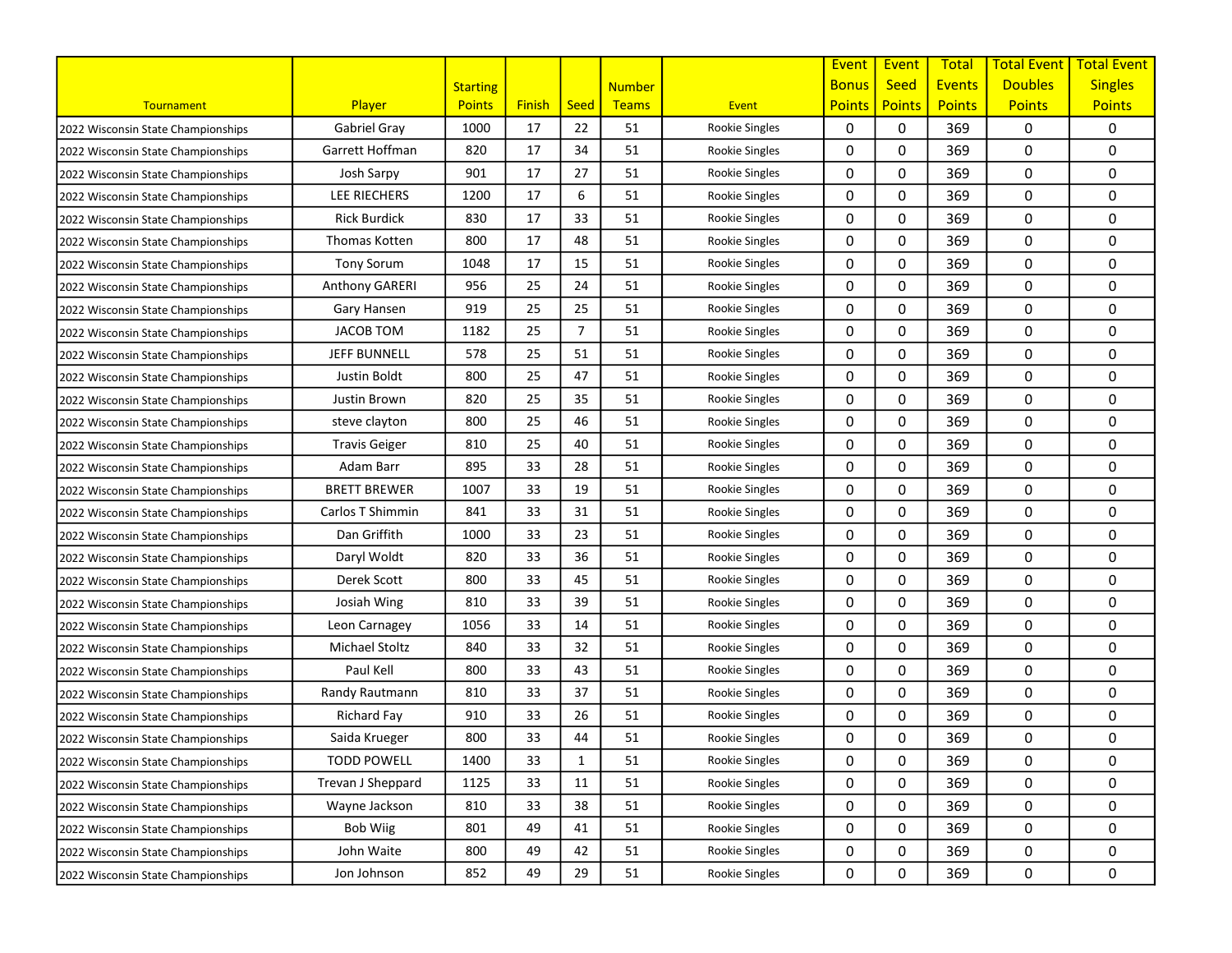| Tournament | Player | Starting Points | Finish | Seed | Number Teams | Event | Event Bonus Points | Event Seed Points | Total Events Points | Total Event Doubles Points | Total Event Singles Points |
|---|---|---|---|---|---|---|---|---|---|---|---|
| 2022 Wisconsin State Championships | Gabriel Gray | 1000 | 17 | 22 | 51 | Rookie Singles | 0 | 0 | 369 | 0 | 0 |
| 2022 Wisconsin State Championships | Garrett Hoffman | 820 | 17 | 34 | 51 | Rookie Singles | 0 | 0 | 369 | 0 | 0 |
| 2022 Wisconsin State Championships | Josh Sarpy | 901 | 17 | 27 | 51 | Rookie Singles | 0 | 0 | 369 | 0 | 0 |
| 2022 Wisconsin State Championships | LEE RIECHERS | 1200 | 17 | 6 | 51 | Rookie Singles | 0 | 0 | 369 | 0 | 0 |
| 2022 Wisconsin State Championships | Rick Burdick | 830 | 17 | 33 | 51 | Rookie Singles | 0 | 0 | 369 | 0 | 0 |
| 2022 Wisconsin State Championships | Thomas Kotten | 800 | 17 | 48 | 51 | Rookie Singles | 0 | 0 | 369 | 0 | 0 |
| 2022 Wisconsin State Championships | Tony Sorum | 1048 | 17 | 15 | 51 | Rookie Singles | 0 | 0 | 369 | 0 | 0 |
| 2022 Wisconsin State Championships | Anthony GARERI | 956 | 25 | 24 | 51 | Rookie Singles | 0 | 0 | 369 | 0 | 0 |
| 2022 Wisconsin State Championships | Gary Hansen | 919 | 25 | 25 | 51 | Rookie Singles | 0 | 0 | 369 | 0 | 0 |
| 2022 Wisconsin State Championships | JACOB TOM | 1182 | 25 | 7 | 51 | Rookie Singles | 0 | 0 | 369 | 0 | 0 |
| 2022 Wisconsin State Championships | JEFF BUNNELL | 578 | 25 | 51 | 51 | Rookie Singles | 0 | 0 | 369 | 0 | 0 |
| 2022 Wisconsin State Championships | Justin Boldt | 800 | 25 | 47 | 51 | Rookie Singles | 0 | 0 | 369 | 0 | 0 |
| 2022 Wisconsin State Championships | Justin Brown | 820 | 25 | 35 | 51 | Rookie Singles | 0 | 0 | 369 | 0 | 0 |
| 2022 Wisconsin State Championships | steve clayton | 800 | 25 | 46 | 51 | Rookie Singles | 0 | 0 | 369 | 0 | 0 |
| 2022 Wisconsin State Championships | Travis Geiger | 810 | 25 | 40 | 51 | Rookie Singles | 0 | 0 | 369 | 0 | 0 |
| 2022 Wisconsin State Championships | Adam Barr | 895 | 33 | 28 | 51 | Rookie Singles | 0 | 0 | 369 | 0 | 0 |
| 2022 Wisconsin State Championships | BRETT BREWER | 1007 | 33 | 19 | 51 | Rookie Singles | 0 | 0 | 369 | 0 | 0 |
| 2022 Wisconsin State Championships | Carlos T Shimmin | 841 | 33 | 31 | 51 | Rookie Singles | 0 | 0 | 369 | 0 | 0 |
| 2022 Wisconsin State Championships | Dan Griffith | 1000 | 33 | 23 | 51 | Rookie Singles | 0 | 0 | 369 | 0 | 0 |
| 2022 Wisconsin State Championships | Daryl Woldt | 820 | 33 | 36 | 51 | Rookie Singles | 0 | 0 | 369 | 0 | 0 |
| 2022 Wisconsin State Championships | Derek Scott | 800 | 33 | 45 | 51 | Rookie Singles | 0 | 0 | 369 | 0 | 0 |
| 2022 Wisconsin State Championships | Josiah Wing | 810 | 33 | 39 | 51 | Rookie Singles | 0 | 0 | 369 | 0 | 0 |
| 2022 Wisconsin State Championships | Leon Carnagey | 1056 | 33 | 14 | 51 | Rookie Singles | 0 | 0 | 369 | 0 | 0 |
| 2022 Wisconsin State Championships | Michael Stoltz | 840 | 33 | 32 | 51 | Rookie Singles | 0 | 0 | 369 | 0 | 0 |
| 2022 Wisconsin State Championships | Paul Kell | 800 | 33 | 43 | 51 | Rookie Singles | 0 | 0 | 369 | 0 | 0 |
| 2022 Wisconsin State Championships | Randy Rautmann | 810 | 33 | 37 | 51 | Rookie Singles | 0 | 0 | 369 | 0 | 0 |
| 2022 Wisconsin State Championships | Richard Fay | 910 | 33 | 26 | 51 | Rookie Singles | 0 | 0 | 369 | 0 | 0 |
| 2022 Wisconsin State Championships | Saida Krueger | 800 | 33 | 44 | 51 | Rookie Singles | 0 | 0 | 369 | 0 | 0 |
| 2022 Wisconsin State Championships | TODD POWELL | 1400 | 33 | 1 | 51 | Rookie Singles | 0 | 0 | 369 | 0 | 0 |
| 2022 Wisconsin State Championships | Trevan J Sheppard | 1125 | 33 | 11 | 51 | Rookie Singles | 0 | 0 | 369 | 0 | 0 |
| 2022 Wisconsin State Championships | Wayne Jackson | 810 | 33 | 38 | 51 | Rookie Singles | 0 | 0 | 369 | 0 | 0 |
| 2022 Wisconsin State Championships | Bob Wiig | 801 | 49 | 41 | 51 | Rookie Singles | 0 | 0 | 369 | 0 | 0 |
| 2022 Wisconsin State Championships | John Waite | 800 | 49 | 42 | 51 | Rookie Singles | 0 | 0 | 369 | 0 | 0 |
| 2022 Wisconsin State Championships | Jon Johnson | 852 | 49 | 29 | 51 | Rookie Singles | 0 | 0 | 369 | 0 | 0 |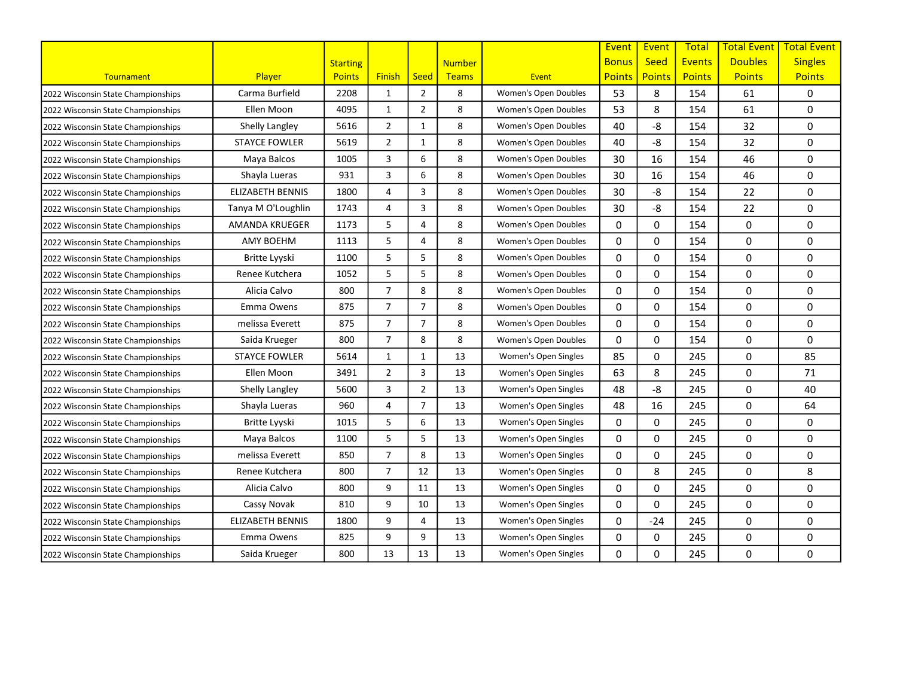| Tournament | Player | Starting Points | Finish | Seed | Number Teams | Event | Event Bonus Points | Event Seed Points | Total Events Points | Total Event Doubles Points | Total Event Singles Points |
|---|---|---|---|---|---|---|---|---|---|---|---|
| 2022 Wisconsin State Championships | Carma Burfield | 2208 | 1 | 2 | 8 | Women's Open Doubles | 53 | 8 | 154 | 61 | 0 |
| 2022 Wisconsin State Championships | Ellen Moon | 4095 | 1 | 2 | 8 | Women's Open Doubles | 53 | 8 | 154 | 61 | 0 |
| 2022 Wisconsin State Championships | Shelly Langley | 5616 | 2 | 1 | 8 | Women's Open Doubles | 40 | -8 | 154 | 32 | 0 |
| 2022 Wisconsin State Championships | STAYCE FOWLER | 5619 | 2 | 1 | 8 | Women's Open Doubles | 40 | -8 | 154 | 32 | 0 |
| 2022 Wisconsin State Championships | Maya Balcos | 1005 | 3 | 6 | 8 | Women's Open Doubles | 30 | 16 | 154 | 46 | 0 |
| 2022 Wisconsin State Championships | Shayla Lueras | 931 | 3 | 6 | 8 | Women's Open Doubles | 30 | 16 | 154 | 46 | 0 |
| 2022 Wisconsin State Championships | ELIZABETH BENNIS | 1800 | 4 | 3 | 8 | Women's Open Doubles | 30 | -8 | 154 | 22 | 0 |
| 2022 Wisconsin State Championships | Tanya M O'Loughlin | 1743 | 4 | 3 | 8 | Women's Open Doubles | 30 | -8 | 154 | 22 | 0 |
| 2022 Wisconsin State Championships | AMANDA KRUEGER | 1173 | 5 | 4 | 8 | Women's Open Doubles | 0 | 0 | 154 | 0 | 0 |
| 2022 Wisconsin State Championships | AMY BOEHM | 1113 | 5 | 4 | 8 | Women's Open Doubles | 0 | 0 | 154 | 0 | 0 |
| 2022 Wisconsin State Championships | Britte Lyyski | 1100 | 5 | 5 | 8 | Women's Open Doubles | 0 | 0 | 154 | 0 | 0 |
| 2022 Wisconsin State Championships | Renee Kutchera | 1052 | 5 | 5 | 8 | Women's Open Doubles | 0 | 0 | 154 | 0 | 0 |
| 2022 Wisconsin State Championships | Alicia Calvo | 800 | 7 | 8 | 8 | Women's Open Doubles | 0 | 0 | 154 | 0 | 0 |
| 2022 Wisconsin State Championships | Emma Owens | 875 | 7 | 7 | 8 | Women's Open Doubles | 0 | 0 | 154 | 0 | 0 |
| 2022 Wisconsin State Championships | melissa Everett | 875 | 7 | 7 | 8 | Women's Open Doubles | 0 | 0 | 154 | 0 | 0 |
| 2022 Wisconsin State Championships | Saida Krueger | 800 | 7 | 8 | 8 | Women's Open Doubles | 0 | 0 | 154 | 0 | 0 |
| 2022 Wisconsin State Championships | STAYCE FOWLER | 5614 | 1 | 1 | 13 | Women's Open Singles | 85 | 0 | 245 | 0 | 85 |
| 2022 Wisconsin State Championships | Ellen Moon | 3491 | 2 | 3 | 13 | Women's Open Singles | 63 | 8 | 245 | 0 | 71 |
| 2022 Wisconsin State Championships | Shelly Langley | 5600 | 3 | 2 | 13 | Women's Open Singles | 48 | -8 | 245 | 0 | 40 |
| 2022 Wisconsin State Championships | Shayla Lueras | 960 | 4 | 7 | 13 | Women's Open Singles | 48 | 16 | 245 | 0 | 64 |
| 2022 Wisconsin State Championships | Britte Lyyski | 1015 | 5 | 6 | 13 | Women's Open Singles | 0 | 0 | 245 | 0 | 0 |
| 2022 Wisconsin State Championships | Maya Balcos | 1100 | 5 | 5 | 13 | Women's Open Singles | 0 | 0 | 245 | 0 | 0 |
| 2022 Wisconsin State Championships | melissa Everett | 850 | 7 | 8 | 13 | Women's Open Singles | 0 | 0 | 245 | 0 | 0 |
| 2022 Wisconsin State Championships | Renee Kutchera | 800 | 7 | 12 | 13 | Women's Open Singles | 0 | 8 | 245 | 0 | 8 |
| 2022 Wisconsin State Championships | Alicia Calvo | 800 | 9 | 11 | 13 | Women's Open Singles | 0 | 0 | 245 | 0 | 0 |
| 2022 Wisconsin State Championships | Cassy Novak | 810 | 9 | 10 | 13 | Women's Open Singles | 0 | 0 | 245 | 0 | 0 |
| 2022 Wisconsin State Championships | ELIZABETH BENNIS | 1800 | 9 | 4 | 13 | Women's Open Singles | 0 | -24 | 245 | 0 | 0 |
| 2022 Wisconsin State Championships | Emma Owens | 825 | 9 | 9 | 13 | Women's Open Singles | 0 | 0 | 245 | 0 | 0 |
| 2022 Wisconsin State Championships | Saida Krueger | 800 | 13 | 13 | 13 | Women's Open Singles | 0 | 0 | 245 | 0 | 0 |